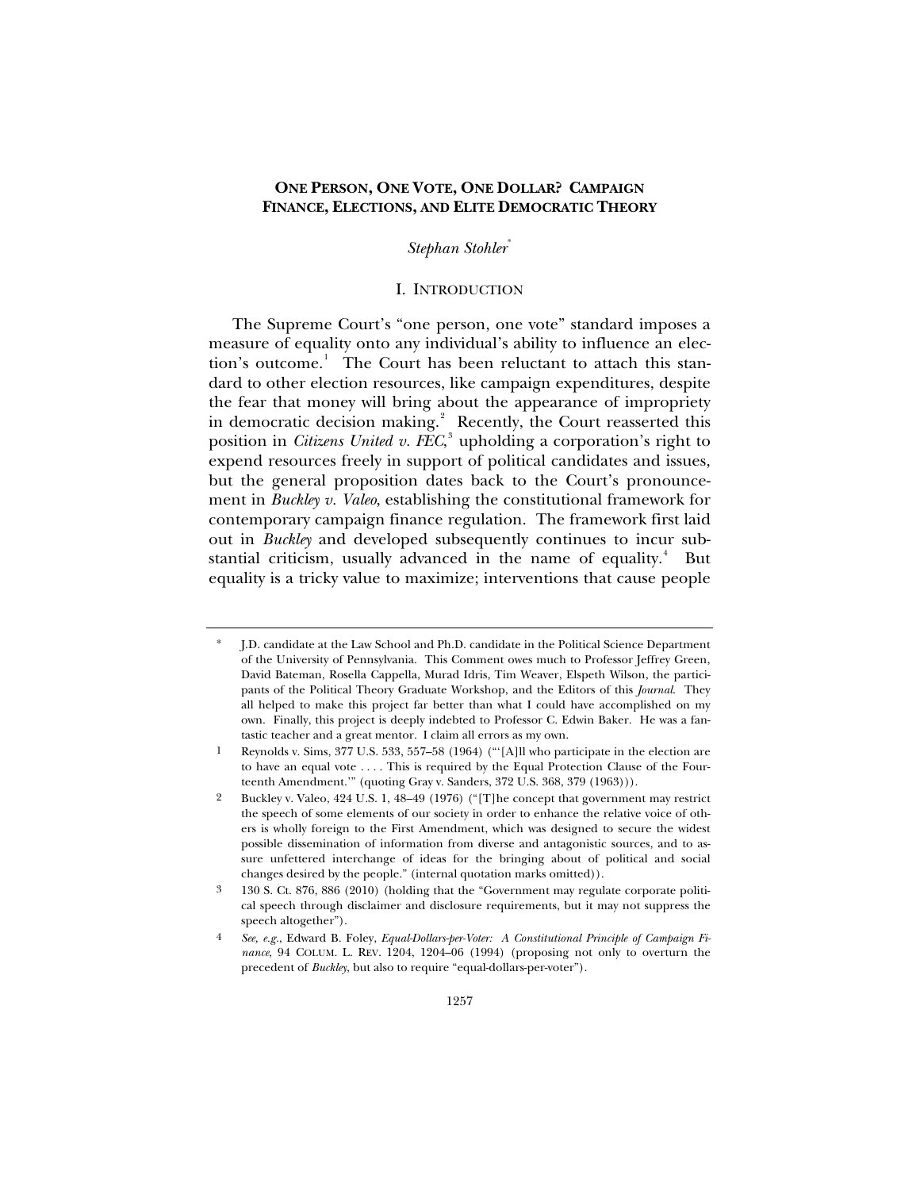# ONE PERSON, ONE VOTE, ONE DOLLAR? CAMPAIGN FINANCE, ELECTIONS, AND ELITE DEMOCRATIC THEORY

*Stephan Stohler*[*]

## I. INTRODUCTION

The Supreme Court's "one person, one vote" standard imposes a measure of equality onto any individual's ability to influence an election's outcome.[1] The Court has been reluctant to attach this standard to other election resources, like campaign expenditures, despite the fear that money will bring about the appearance of impropriety in democratic decision making.[2] Recently, the Court reasserted this position in *Citizens United v. FEC*,[3] upholding a corporation's right to expend resources freely in support of political candidates and issues, but the general proposition dates back to the Court's pronouncement in *Buckley v. Valeo*, establishing the constitutional framework for contemporary campaign finance regulation. The framework first laid out in *Buckley* and developed subsequently continues to incur substantial criticism, usually advanced in the name of equality.[4] But equality is a tricky value to maximize; interventions that cause people

---

[*] J.D. candidate at the Law School and Ph.D. candidate in the Political Science Department of the University of Pennsylvania. This Comment owes much to Professor Jeffrey Green, David Bateman, Rosella Cappella, Murad Idris, Tim Weaver, Elspeth Wilson, the participants of the Political Theory Graduate Workshop, and the Editors of this *Journal*. They all helped to make this project far better than what I could have accomplished on my own. Finally, this project is deeply indebted to Professor C. Edwin Baker. He was a fantastic teacher and a great mentor. I claim all errors as my own.

[1] Reynolds v. Sims, 377 U.S. 533, 557–58 (1964) ("'[A]ll who participate in the election are to have an equal vote . . . . This is required by the Equal Protection Clause of the Fourteenth Amendment.'" (quoting Gray v. Sanders, 372 U.S. 368, 379 (1963))).

[2] Buckley v. Valeo, 424 U.S. 1, 48–49 (1976) ("[T]he concept that government may restrict the speech of some elements of our society in order to enhance the relative voice of others is wholly foreign to the First Amendment, which was designed to secure the widest possible dissemination of information from diverse and antagonistic sources, and to assure unfettered interchange of ideas for the bringing about of political and social changes desired by the people." (internal quotation marks omitted)).

[3] 130 S. Ct. 876, 886 (2010) (holding that the "Government may regulate corporate political speech through disclaimer and disclosure requirements, but it may not suppress the speech altogether").

[4] *See, e.g.*, Edward B. Foley, *Equal-Dollars-per-Voter: A Constitutional Principle of Campaign Finance*, 94 COLUM. L. REV. 1204, 1204–06 (1994) (proposing not only to overturn the precedent of *Buckley*, but also to require "equal-dollars-per-voter").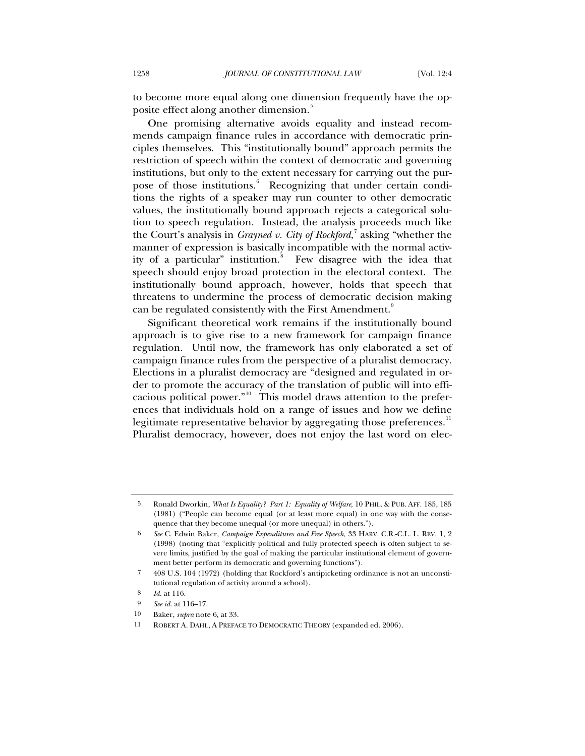to become more equal along one dimension frequently have the opposite effect along another dimension.[5]

One promising alternative avoids equality and instead recommends campaign finance rules in accordance with democratic principles themselves. This "institutionally bound" approach permits the restriction of speech within the context of democratic and governing institutions, but only to the extent necessary for carrying out the purpose of those institutions.[6] Recognizing that under certain conditions the rights of a speaker may run counter to other democratic values, the institutionally bound approach rejects a categorical solution to speech regulation. Instead, the analysis proceeds much like the Court's analysis in *Grayned v. City of Rockford*,[7] asking "whether the manner of expression is basically incompatible with the normal activity of a particular" institution.[8] Few disagree with the idea that speech should enjoy broad protection in the electoral context. The institutionally bound approach, however, holds that speech that threatens to undermine the process of democratic decision making can be regulated consistently with the First Amendment.[9]

Significant theoretical work remains if the institutionally bound approach is to give rise to a new framework for campaign finance regulation. Until now, the framework has only elaborated a set of campaign finance rules from the perspective of a pluralist democracy. Elections in a pluralist democracy are "designed and regulated in order to promote the accuracy of the translation of public will into efficacious political power."[10] This model draws attention to the preferences that individuals hold on a range of issues and how we define legitimate representative behavior by aggregating those preferences.[11] Pluralist democracy, however, does not enjoy the last word on elec-

---

5 Ronald Dworkin, *What Is Equality? Part 1: Equality of Welfare*, 10 PHIL. & PUB. AFF. 185, 185 (1981) ("People can become equal (or at least more equal) in one way with the consequence that they become unequal (or more unequal) in others.").

6 *See* C. Edwin Baker, *Campaign Expenditures and Free Speech*, 33 HARV. C.R.-C.L. L. REV. 1, 2 (1998) (noting that "explicitly political and fully protected speech is often subject to severe limits, justified by the goal of making the particular institutional element of government better perform its democratic and governing functions").

7 408 U.S. 104 (1972) (holding that Rockford's antipicketing ordinance is not an unconstitutional regulation of activity around a school).

8 *Id.* at 116.

9 *See id.* at 116–17.

10 Baker, *supra* note 6, at 33.

11 ROBERT A. DAHL, A PREFACE TO DEMOCRATIC THEORY (expanded ed. 2006).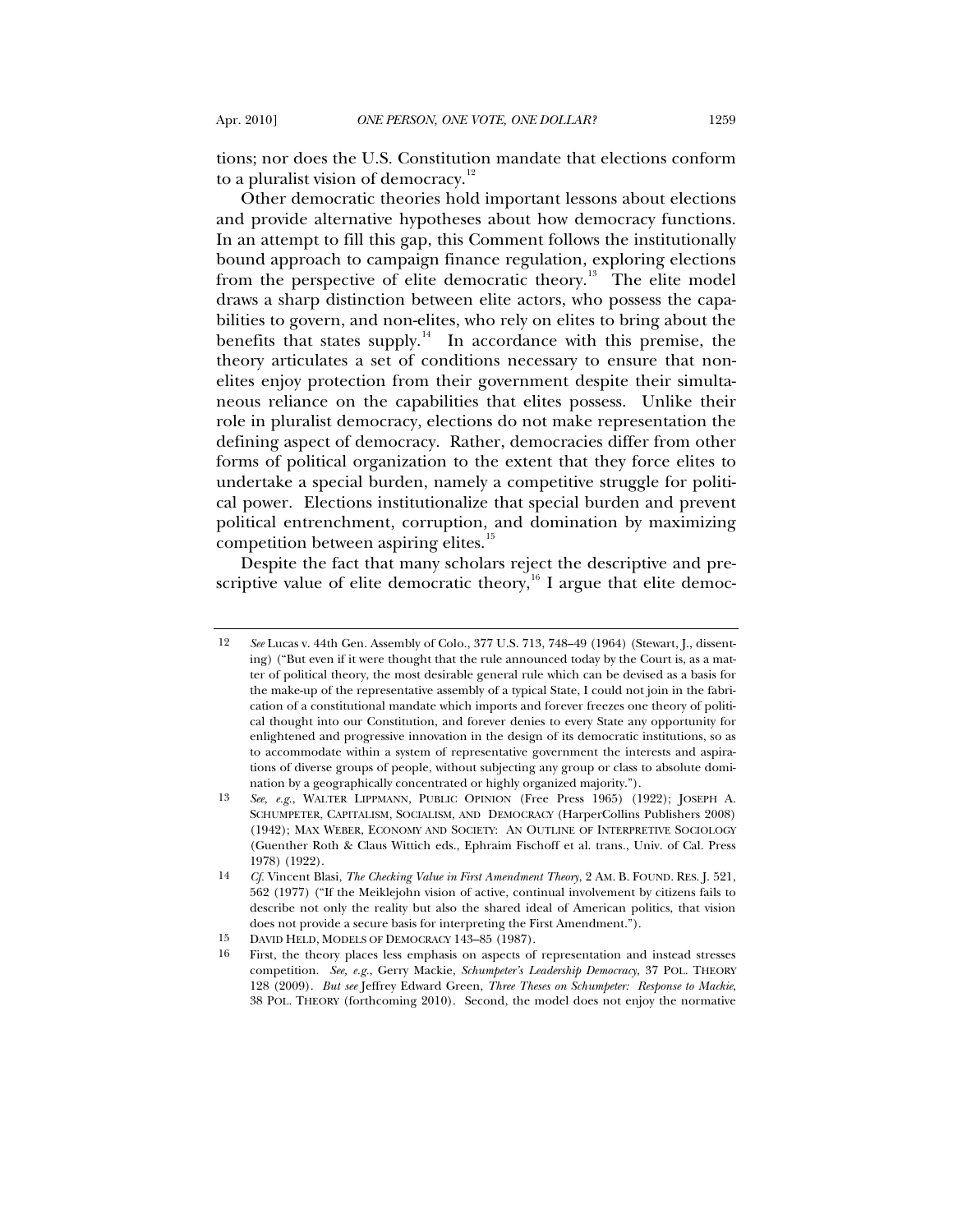tions; nor does the U.S. Constitution mandate that elections conform to a pluralist vision of democracy.[12]

Other democratic theories hold important lessons about elections and provide alternative hypotheses about how democracy functions. In an attempt to fill this gap, this Comment follows the institutionally bound approach to campaign finance regulation, exploring elections from the perspective of elite democratic theory.[13] The elite model draws a sharp distinction between elite actors, who possess the capabilities to govern, and non-elites, who rely on elites to bring about the benefits that states supply.[14] In accordance with this premise, the theory articulates a set of conditions necessary to ensure that non-elites enjoy protection from their government despite their simultaneous reliance on the capabilities that elites possess. Unlike their role in pluralist democracy, elections do not make representation the defining aspect of democracy. Rather, democracies differ from other forms of political organization to the extent that they force elites to undertake a special burden, namely a competitive struggle for political power. Elections institutionalize that special burden and prevent political entrenchment, corruption, and domination by maximizing competition between aspiring elites.[15]

Despite the fact that many scholars reject the descriptive and prescriptive value of elite democratic theory,[16] I argue that elite democ-

---

12 *See* Lucas v. 44th Gen. Assembly of Colo., 377 U.S. 713, 748–49 (1964) (Stewart, J., dissenting) ("But even if it were thought that the rule announced today by the Court is, as a matter of political theory, the most desirable general rule which can be devised as a basis for the make-up of the representative assembly of a typical State, I could not join in the fabrication of a constitutional mandate which imports and forever freezes one theory of political thought into our Constitution, and forever denies to every State any opportunity for enlightened and progressive innovation in the design of its democratic institutions, so as to accommodate within a system of representative government the interests and aspirations of diverse groups of people, without subjecting any group or class to absolute domination by a geographically concentrated or highly organized majority.").

13 *See, e.g.*, WALTER LIPPMANN, PUBLIC OPINION (Free Press 1965) (1922); JOSEPH A. SCHUMPETER, CAPITALISM, SOCIALISM, AND DEMOCRACY (HarperCollins Publishers 2008) (1942); MAX WEBER, ECONOMY AND SOCIETY: AN OUTLINE OF INTERPRETIVE SOCIOLOGY (Guenther Roth & Claus Wittich eds., Ephraim Fischoff et al. trans., Univ. of Cal. Press 1978) (1922).

14 *Cf.* Vincent Blasi, *The Checking Value in First Amendment Theory*, 2 AM. B. FOUND. RES. J. 521, 562 (1977) ("If the Meiklejohn vision of active, continual involvement by citizens fails to describe not only the reality but also the shared ideal of American politics, that vision does not provide a secure basis for interpreting the First Amendment.").

15 DAVID HELD, MODELS OF DEMOCRACY 143–85 (1987).

16 First, the theory places less emphasis on aspects of representation and instead stresses competition. *See, e.g.*, Gerry Mackie, *Schumpeter's Leadership Democracy*, 37 POL. THEORY 128 (2009). *But see* Jeffrey Edward Green, *Three Theses on Schumpeter: Response to Mackie*, 38 POL. THEORY (forthcoming 2010). Second, the model does not enjoy the normative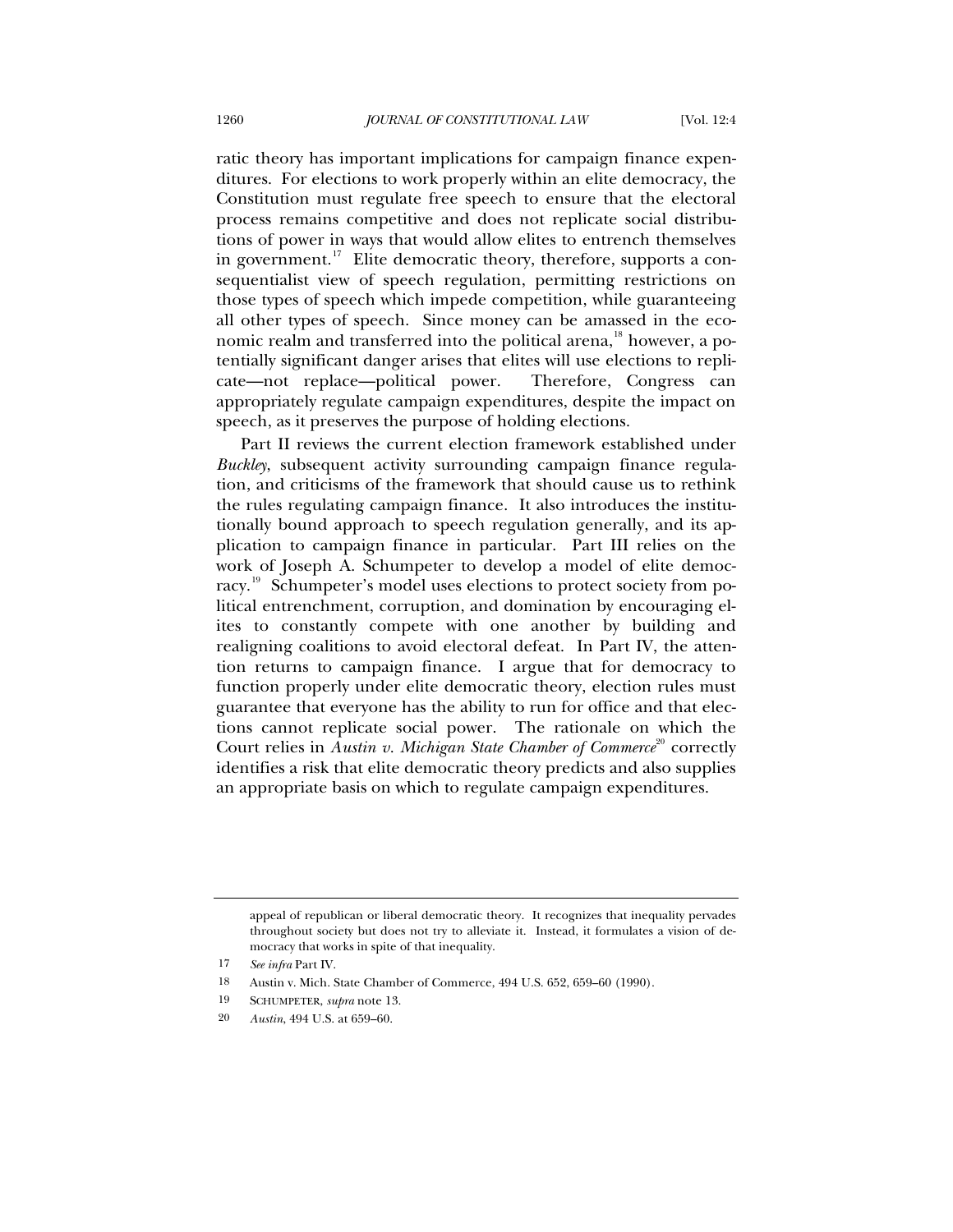ratic theory has important implications for campaign finance expenditures. For elections to work properly within an elite democracy, the Constitution must regulate free speech to ensure that the electoral process remains competitive and does not replicate social distributions of power in ways that would allow elites to entrench themselves in government.[17] Elite democratic theory, therefore, supports a consequentialist view of speech regulation, permitting restrictions on those types of speech which impede competition, while guaranteeing all other types of speech. Since money can be amassed in the economic realm and transferred into the political arena,[18] however, a potentially significant danger arises that elites will use elections to replicate—not replace—political power. Therefore, Congress can appropriately regulate campaign expenditures, despite the impact on speech, as it preserves the purpose of holding elections.

Part II reviews the current election framework established under *Buckley*, subsequent activity surrounding campaign finance regulation, and criticisms of the framework that should cause us to rethink the rules regulating campaign finance. It also introduces the institutionally bound approach to speech regulation generally, and its application to campaign finance in particular. Part III relies on the work of Joseph A. Schumpeter to develop a model of elite democracy.[19] Schumpeter's model uses elections to protect society from political entrenchment, corruption, and domination by encouraging elites to constantly compete with one another by building and realigning coalitions to avoid electoral defeat. In Part IV, the attention returns to campaign finance. I argue that for democracy to function properly under elite democratic theory, election rules must guarantee that everyone has the ability to run for office and that elections cannot replicate social power. The rationale on which the Court relies in *Austin v. Michigan State Chamber of Commerce*[20] correctly identifies a risk that elite democratic theory predicts and also supplies an appropriate basis on which to regulate campaign expenditures.

---

appeal of republican or liberal democratic theory. It recognizes that inequality pervades throughout society but does not try to alleviate it. Instead, it formulates a vision of democracy that works in spite of that inequality.

17 *See infra* Part IV.

18 Austin v. Mich. State Chamber of Commerce, 494 U.S. 652, 659–60 (1990).

19 SCHUMPETER, *supra* note 13.

20 *Austin*, 494 U.S. at 659–60.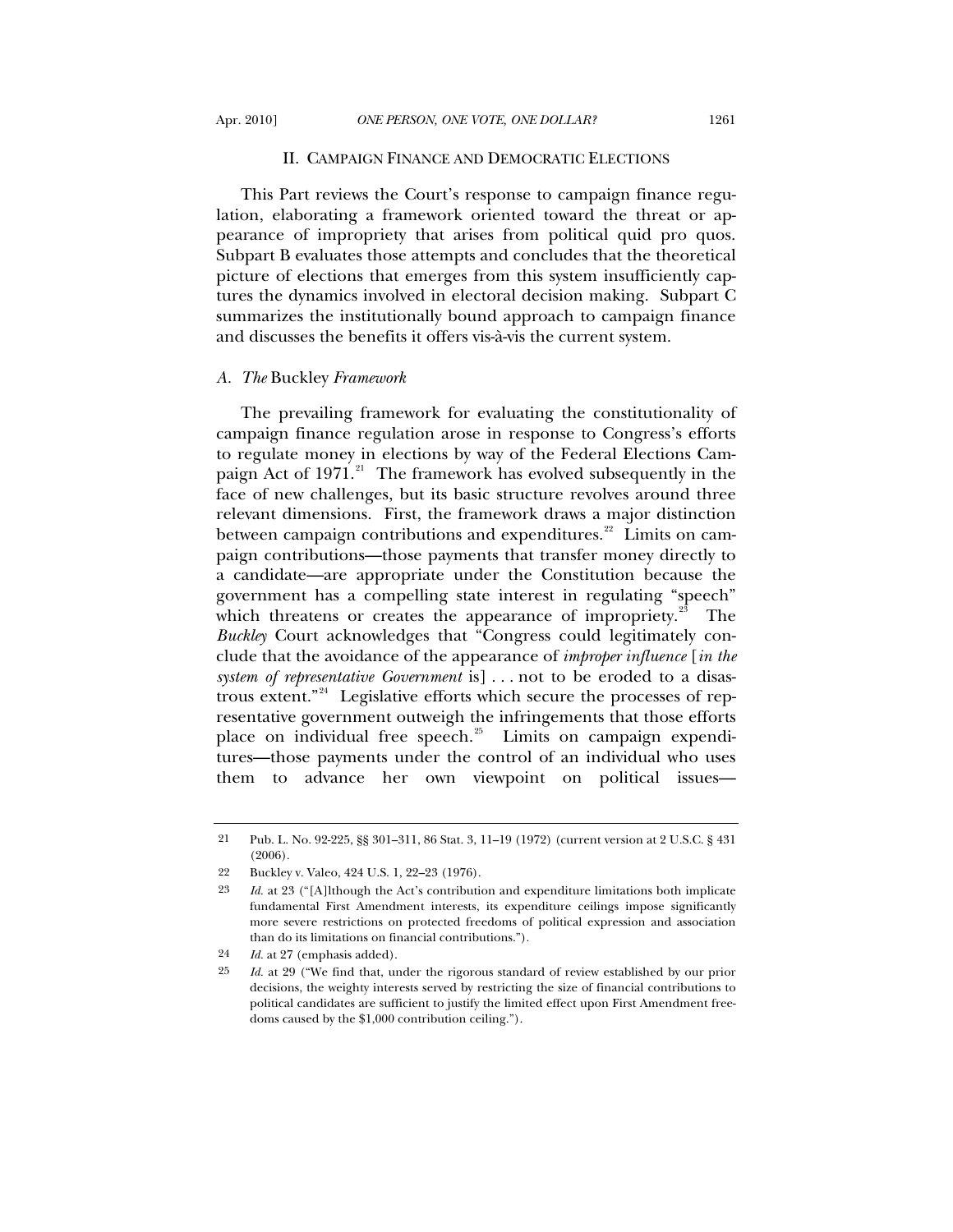## II. CAMPAIGN FINANCE AND DEMOCRATIC ELECTIONS

This Part reviews the Court's response to campaign finance regulation, elaborating a framework oriented toward the threat or appearance of impropriety that arises from political quid pro quos. Subpart B evaluates those attempts and concludes that the theoretical picture of elections that emerges from this system insufficiently captures the dynamics involved in electoral decision making. Subpart C summarizes the institutionally bound approach to campaign finance and discusses the benefits it offers vis-à-vis the current system.

### A. *The* Buckley *Framework*

The prevailing framework for evaluating the constitutionality of campaign finance regulation arose in response to Congress's efforts to regulate money in elections by way of the Federal Elections Campaign Act of 1971.[21] The framework has evolved subsequently in the face of new challenges, but its basic structure revolves around three relevant dimensions. First, the framework draws a major distinction between campaign contributions and expenditures.[22] Limits on campaign contributions—those payments that transfer money directly to a candidate—are appropriate under the Constitution because the government has a compelling state interest in regulating "speech" which threatens or creates the appearance of impropriety.[23] The *Buckley* Court acknowledges that "Congress could legitimately conclude that the avoidance of the appearance of *improper influence* [*in the system of representative Government* is] . . . not to be eroded to a disastrous extent."[24] Legislative efforts which secure the processes of representative government outweigh the infringements that those efforts place on individual free speech.[25] Limits on campaign expenditures—those payments under the control of an individual who uses them to advance her own viewpoint on political issues—

---

21 Pub. L. No. 92-225, §§ 301–311, 86 Stat. 3, 11–19 (1972) (current version at 2 U.S.C. § 431 (2006).

22 Buckley v. Valeo, 424 U.S. 1, 22–23 (1976).

23 *Id.* at 23 ("[A]lthough the Act's contribution and expenditure limitations both implicate fundamental First Amendment interests, its expenditure ceilings impose significantly more severe restrictions on protected freedoms of political expression and association than do its limitations on financial contributions.").

24 *Id.* at 27 (emphasis added).

25 *Id.* at 29 ("We find that, under the rigorous standard of review established by our prior decisions, the weighty interests served by restricting the size of financial contributions to political candidates are sufficient to justify the limited effect upon First Amendment freedoms caused by the $1,000 contribution ceiling.").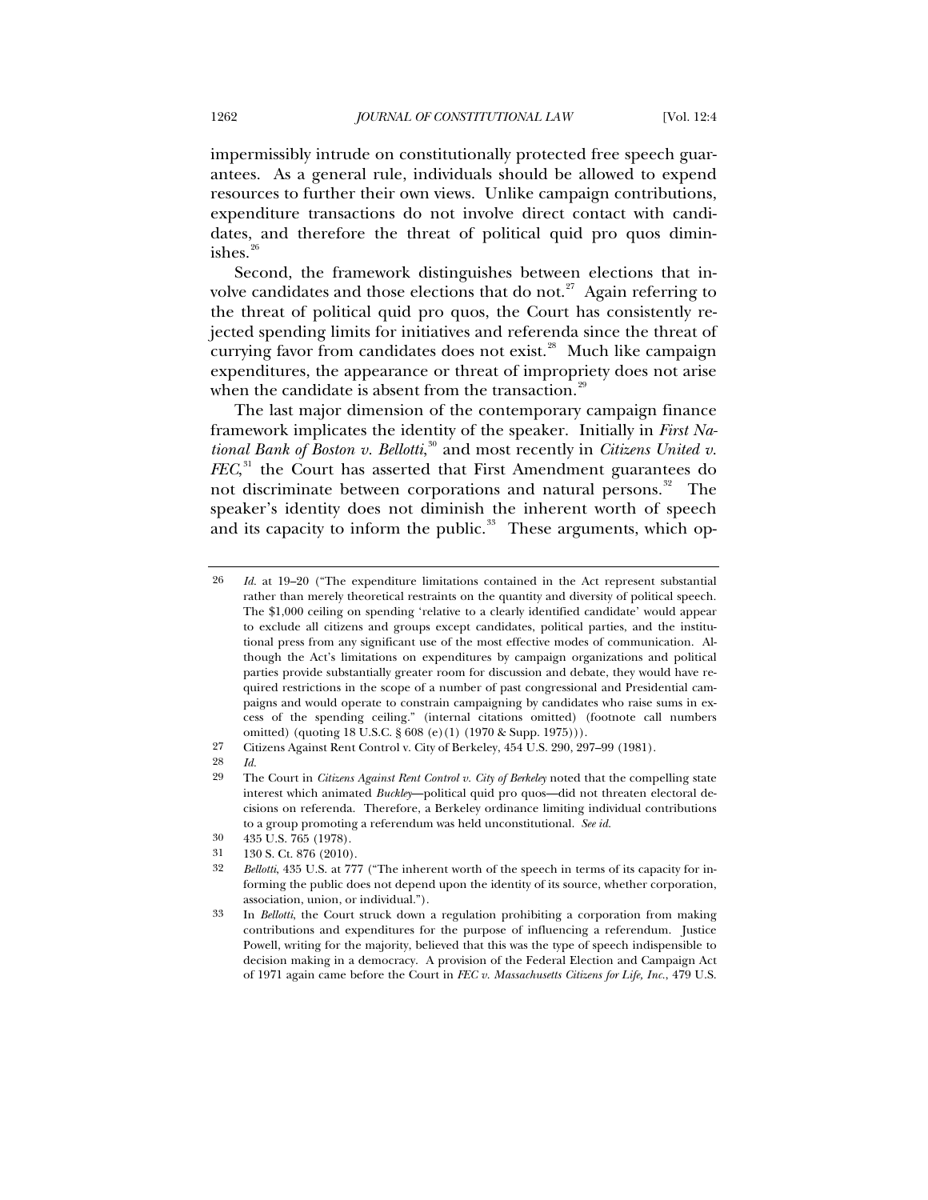impermissibly intrude on constitutionally protected free speech guarantees. As a general rule, individuals should be allowed to expend resources to further their own views. Unlike campaign contributions, expenditure transactions do not involve direct contact with candidates, and therefore the threat of political quid pro quos diminishes.[26]

Second, the framework distinguishes between elections that involve candidates and those elections that do not.[27] Again referring to the threat of political quid pro quos, the Court has consistently rejected spending limits for initiatives and referenda since the threat of currying favor from candidates does not exist.[28] Much like campaign expenditures, the appearance or threat of impropriety does not arise when the candidate is absent from the transaction.[29]

The last major dimension of the contemporary campaign finance framework implicates the identity of the speaker. Initially in *First National Bank of Boston v. Bellotti*,[30] and most recently in *Citizens United v. FEC*,[31] the Court has asserted that First Amendment guarantees do not discriminate between corporations and natural persons.[32] The speaker's identity does not diminish the inherent worth of speech and its capacity to inform the public.[33] These arguments, which op-

---

26 *Id.* at 19–20 ("The expenditure limitations contained in the Act represent substantial rather than merely theoretical restraints on the quantity and diversity of political speech. The $1,000 ceiling on spending 'relative to a clearly identified candidate' would appear to exclude all citizens and groups except candidates, political parties, and the institutional press from any significant use of the most effective modes of communication. Although the Act's limitations on expenditures by campaign organizations and political parties provide substantially greater room for discussion and debate, they would have required restrictions in the scope of a number of past congressional and Presidential campaigns and would operate to constrain campaigning by candidates who raise sums in excess of the spending ceiling." (internal citations omitted) (footnote call numbers omitted) (quoting 18 U.S.C. § 608 (e)(1) (1970 & Supp. 1975))).

27 Citizens Against Rent Control v. City of Berkeley, 454 U.S. 290, 297–99 (1981).

28 *Id.*

29 The Court in *Citizens Against Rent Control v. City of Berkeley* noted that the compelling state interest which animated *Buckley*—political quid pro quos—did not threaten electoral decisions on referenda. Therefore, a Berkeley ordinance limiting individual contributions to a group promoting a referendum was held unconstitutional. *See id.*

30 435 U.S. 765 (1978).

31 130 S. Ct. 876 (2010).

32 *Bellotti*, 435 U.S. at 777 ("The inherent worth of the speech in terms of its capacity for informing the public does not depend upon the identity of its source, whether corporation, association, union, or individual.").

33 In *Bellotti*, the Court struck down a regulation prohibiting a corporation from making contributions and expenditures for the purpose of influencing a referendum. Justice Powell, writing for the majority, believed that this was the type of speech indispensible to decision making in a democracy. A provision of the Federal Election and Campaign Act of 1971 again came before the Court in *FEC v. Massachusetts Citizens for Life, Inc.*, 479 U.S.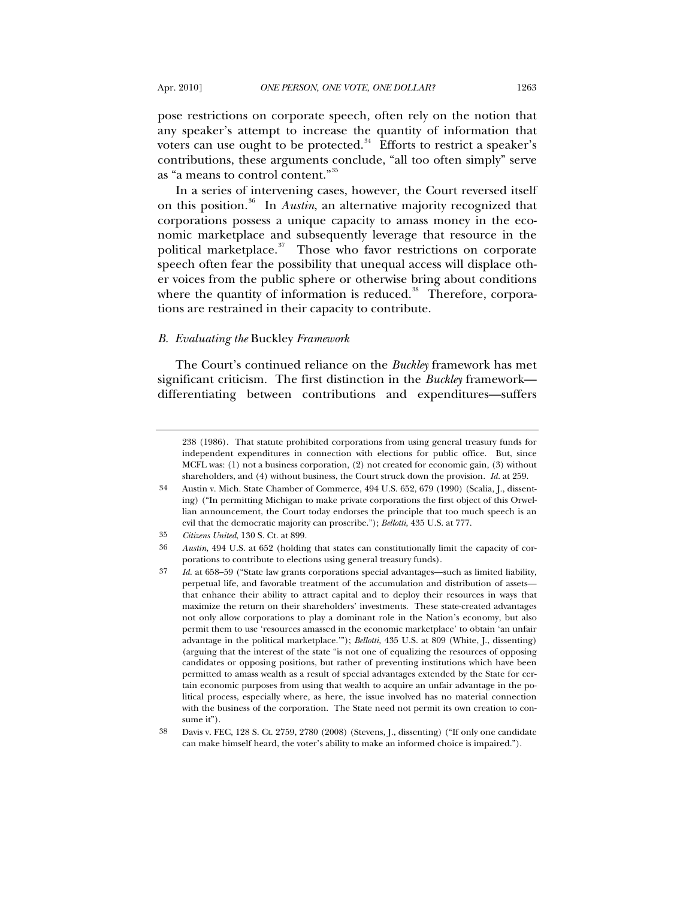pose restrictions on corporate speech, often rely on the notion that any speaker's attempt to increase the quantity of information that voters can use ought to be protected.[34] Efforts to restrict a speaker's contributions, these arguments conclude, "all too often simply" serve as "a means to control content."[35]

In a series of intervening cases, however, the Court reversed itself on this position.[36] In *Austin*, an alternative majority recognized that corporations possess a unique capacity to amass money in the economic marketplace and subsequently leverage that resource in the political marketplace.[37] Those who favor restrictions on corporate speech often fear the possibility that unequal access will displace other voices from the public sphere or otherwise bring about conditions where the quantity of information is reduced.[38] Therefore, corporations are restrained in their capacity to contribute.

### B. *Evaluating the* Buckley *Framework*

The Court's continued reliance on the *Buckley* framework has met significant criticism. The first distinction in the *Buckley* framework—differentiating between contributions and expenditures—suffers

---

238 (1986). That statute prohibited corporations from using general treasury funds for independent expenditures in connection with elections for public office. But, since MCFL was: (1) not a business corporation, (2) not created for economic gain, (3) without shareholders, and (4) without business, the Court struck down the provision. *Id.* at 259.

34 Austin v. Mich. State Chamber of Commerce, 494 U.S. 652, 679 (1990) (Scalia, J., dissenting) ("In permitting Michigan to make private corporations the first object of this Orwellian announcement, the Court today endorses the principle that too much speech is an evil that the democratic majority can proscribe."); *Bellotti*, 435 U.S. at 777.

35 *Citizens United*, 130 S. Ct. at 899.

36 *Austin*, 494 U.S. at 652 (holding that states can constitutionally limit the capacity of corporations to contribute to elections using general treasury funds).

37 *Id.* at 658–59 ("State law grants corporations special advantages—such as limited liability, perpetual life, and favorable treatment of the accumulation and distribution of assets—that enhance their ability to attract capital and to deploy their resources in ways that maximize the return on their shareholders' investments. These state-created advantages not only allow corporations to play a dominant role in the Nation's economy, but also permit them to use 'resources amassed in the economic marketplace' to obtain 'an unfair advantage in the political marketplace.'"); *Bellotti*, 435 U.S. at 809 (White, J., dissenting) (arguing that the interest of the state "is not one of equalizing the resources of opposing candidates or opposing positions, but rather of preventing institutions which have been permitted to amass wealth as a result of special advantages extended by the State for certain economic purposes from using that wealth to acquire an unfair advantage in the political process, especially where, as here, the issue involved has no material connection with the business of the corporation. The State need not permit its own creation to consume it").

38 Davis v. FEC, 128 S. Ct. 2759, 2780 (2008) (Stevens, J., dissenting) ("If only one candidate can make himself heard, the voter's ability to make an informed choice is impaired.").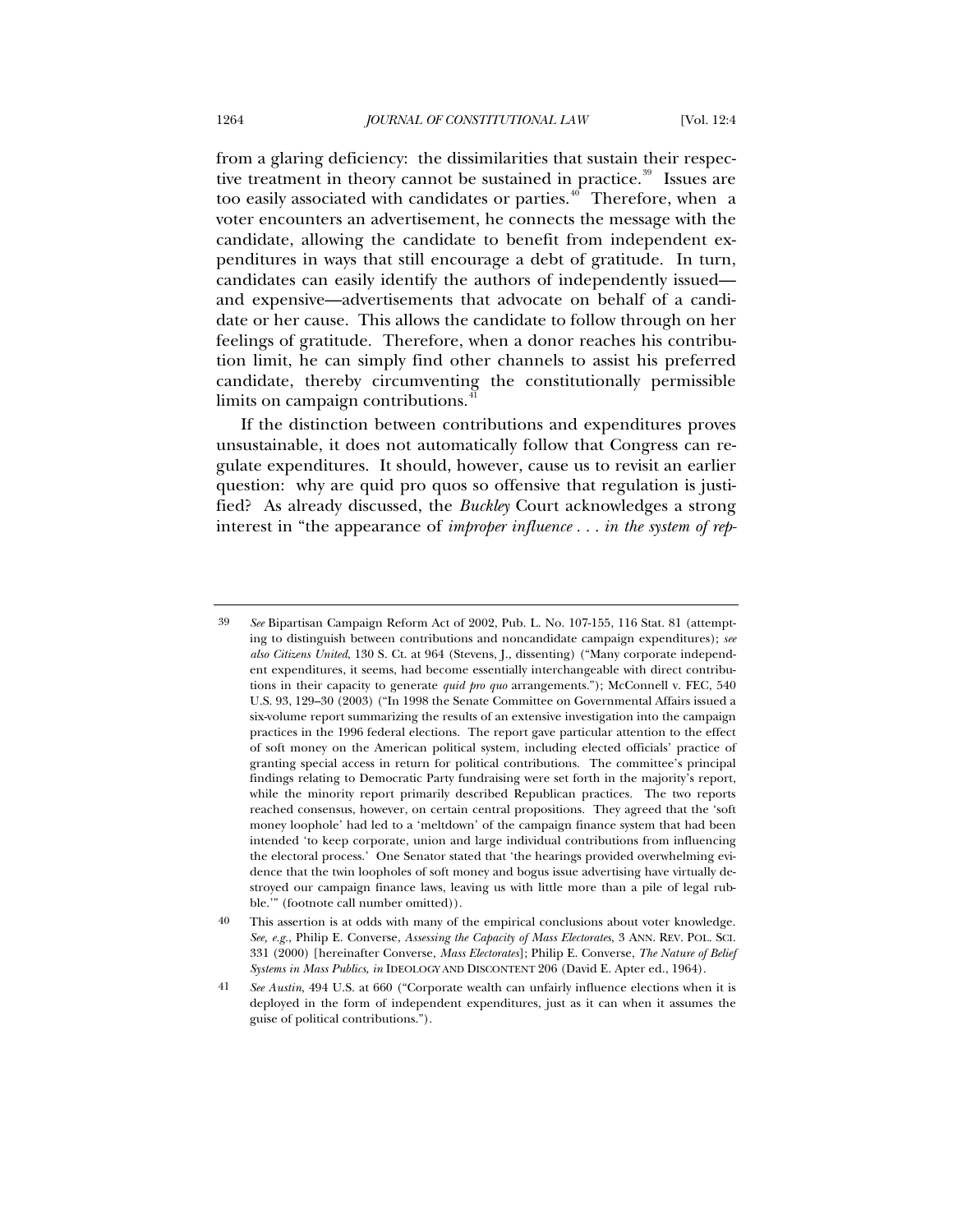from a glaring deficiency: the dissimilarities that sustain their respective treatment in theory cannot be sustained in practice.[39] Issues are too easily associated with candidates or parties.[40] Therefore, when a voter encounters an advertisement, he connects the message with the candidate, allowing the candidate to benefit from independent expenditures in ways that still encourage a debt of gratitude. In turn, candidates can easily identify the authors of independently issued—and expensive—advertisements that advocate on behalf of a candidate or her cause. This allows the candidate to follow through on her feelings of gratitude. Therefore, when a donor reaches his contribution limit, he can simply find other channels to assist his preferred candidate, thereby circumventing the constitutionally permissible limits on campaign contributions.[41]

If the distinction between contributions and expenditures proves unsustainable, it does not automatically follow that Congress can regulate expenditures. It should, however, cause us to revisit an earlier question: why are quid pro quos so offensive that regulation is justified? As already discussed, the *Buckley* Court acknowledges a strong interest in "the appearance of *improper influence . . . in the system of rep-*

---

39 *See* Bipartisan Campaign Reform Act of 2002, Pub. L. No. 107-155, 116 Stat. 81 (attempting to distinguish between contributions and noncandidate campaign expenditures); *see also Citizens United*, 130 S. Ct. at 964 (Stevens, J., dissenting) ("Many corporate independent expenditures, it seems, had become essentially interchangeable with direct contributions in their capacity to generate *quid pro quo* arrangements."); McConnell v. FEC, 540 U.S. 93, 129–30 (2003) ("In 1998 the Senate Committee on Governmental Affairs issued a six-volume report summarizing the results of an extensive investigation into the campaign practices in the 1996 federal elections. The report gave particular attention to the effect of soft money on the American political system, including elected officials' practice of granting special access in return for political contributions. The committee's principal findings relating to Democratic Party fundraising were set forth in the majority's report, while the minority report primarily described Republican practices. The two reports reached consensus, however, on certain central propositions. They agreed that the 'soft money loophole' had led to a 'meltdown' of the campaign finance system that had been intended 'to keep corporate, union and large individual contributions from influencing the electoral process.' One Senator stated that 'the hearings provided overwhelming evidence that the twin loopholes of soft money and bogus issue advertising have virtually destroyed our campaign finance laws, leaving us with little more than a pile of legal rubble.'" (footnote call number omitted)).

40 This assertion is at odds with many of the empirical conclusions about voter knowledge. *See, e.g.*, Philip E. Converse, *Assessing the Capacity of Mass Electorates*, 3 ANN. REV. POL. SCI. 331 (2000) [hereinafter Converse, *Mass Electorates*]; Philip E. Converse, *The Nature of Belief Systems in Mass Publics*, *in* IDEOLOGY AND DISCONTENT 206 (David E. Apter ed., 1964).

41 *See Austin*, 494 U.S. at 660 ("Corporate wealth can unfairly influence elections when it is deployed in the form of independent expenditures, just as it can when it assumes the guise of political contributions.").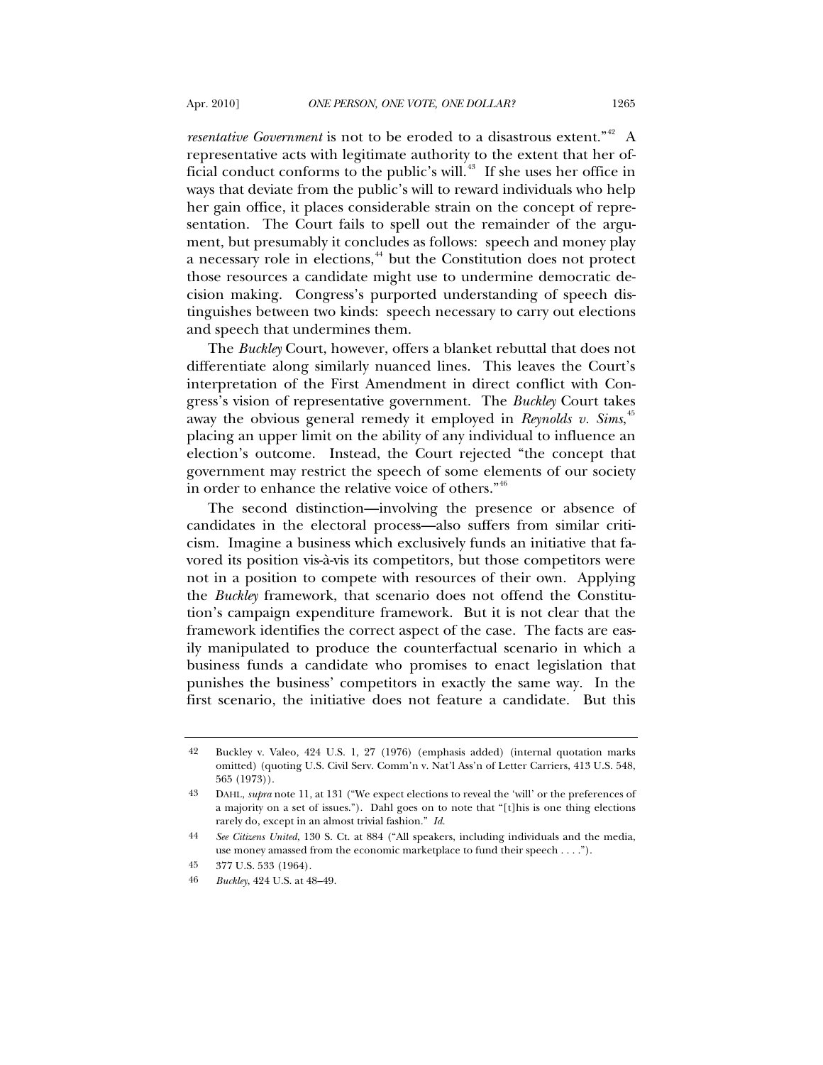*resentative Government* is not to be eroded to a disastrous extent."[42] A representative acts with legitimate authority to the extent that her official conduct conforms to the public's will.[43] If she uses her office in ways that deviate from the public's will to reward individuals who help her gain office, it places considerable strain on the concept of representation. The Court fails to spell out the remainder of the argument, but presumably it concludes as follows: speech and money play a necessary role in elections,[44] but the Constitution does not protect those resources a candidate might use to undermine democratic decision making. Congress's purported understanding of speech distinguishes between two kinds: speech necessary to carry out elections and speech that undermines them.

The *Buckley* Court, however, offers a blanket rebuttal that does not differentiate along similarly nuanced lines. This leaves the Court's interpretation of the First Amendment in direct conflict with Congress's vision of representative government. The *Buckley* Court takes away the obvious general remedy it employed in *Reynolds v. Sims*,[45] placing an upper limit on the ability of any individual to influence an election's outcome. Instead, the Court rejected "the concept that government may restrict the speech of some elements of our society in order to enhance the relative voice of others."[46]

The second distinction—involving the presence or absence of candidates in the electoral process—also suffers from similar criticism. Imagine a business which exclusively funds an initiative that favored its position vis-à-vis its competitors, but those competitors were not in a position to compete with resources of their own. Applying the *Buckley* framework, that scenario does not offend the Constitution's campaign expenditure framework. But it is not clear that the framework identifies the correct aspect of the case. The facts are easily manipulated to produce the counterfactual scenario in which a business funds a candidate who promises to enact legislation that punishes the business' competitors in exactly the same way. In the first scenario, the initiative does not feature a candidate. But this

---

42 Buckley v. Valeo, 424 U.S. 1, 27 (1976) (emphasis added) (internal quotation marks omitted) (quoting U.S. Civil Serv. Comm'n v. Nat'l Ass'n of Letter Carriers, 413 U.S. 548, 565 (1973)).

43 DAHL, *supra* note 11, at 131 ("We expect elections to reveal the 'will' or the preferences of a majority on a set of issues."). Dahl goes on to note that "[t]his is one thing elections rarely do, except in an almost trivial fashion." *Id.*

44 *See Citizens United*, 130 S. Ct. at 884 ("All speakers, including individuals and the media, use money amassed from the economic marketplace to fund their speech . . . .").

45 377 U.S. 533 (1964).

46 *Buckley*, 424 U.S. at 48–49.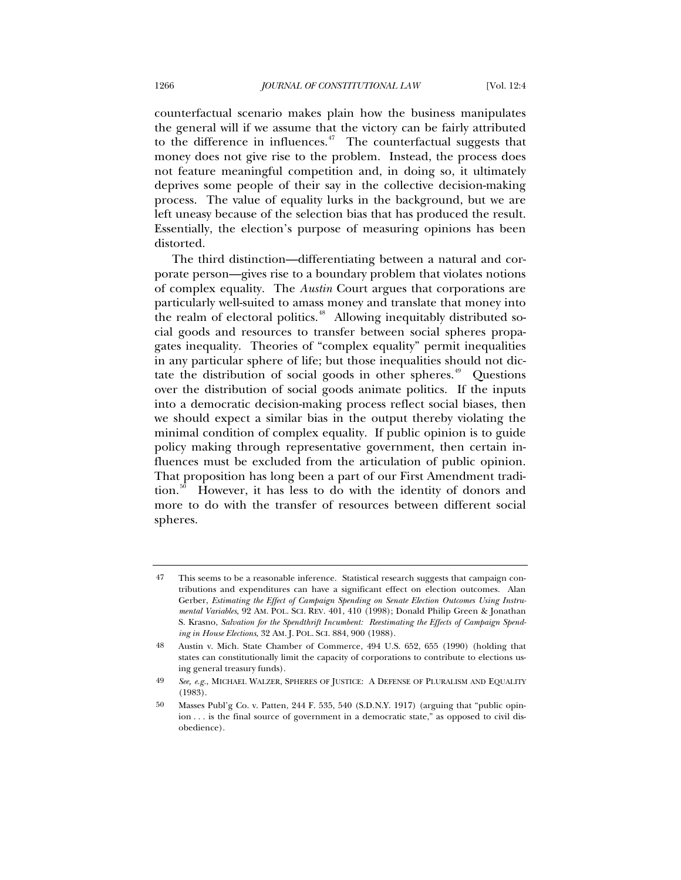counterfactual scenario makes plain how the business manipulates the general will if we assume that the victory can be fairly attributed to the difference in influences.[47] The counterfactual suggests that money does not give rise to the problem. Instead, the process does not feature meaningful competition and, in doing so, it ultimately deprives some people of their say in the collective decision-making process. The value of equality lurks in the background, but we are left uneasy because of the selection bias that has produced the result. Essentially, the election's purpose of measuring opinions has been distorted.

The third distinction—differentiating between a natural and corporate person—gives rise to a boundary problem that violates notions of complex equality. The *Austin* Court argues that corporations are particularly well-suited to amass money and translate that money into the realm of electoral politics.[48] Allowing inequitably distributed social goods and resources to transfer between social spheres propagates inequality. Theories of "complex equality" permit inequalities in any particular sphere of life; but those inequalities should not dictate the distribution of social goods in other spheres.[49] Questions over the distribution of social goods animate politics. If the inputs into a democratic decision-making process reflect social biases, then we should expect a similar bias in the output thereby violating the minimal condition of complex equality. If public opinion is to guide policy making through representative government, then certain influences must be excluded from the articulation of public opinion. That proposition has long been a part of our First Amendment tradition.[50] However, it has less to do with the identity of donors and more to do with the transfer of resources between different social spheres.

---

47 This seems to be a reasonable inference. Statistical research suggests that campaign contributions and expenditures can have a significant effect on election outcomes. Alan Gerber, *Estimating the Effect of Campaign Spending on Senate Election Outcomes Using Instrumental Variables*, 92 AM. POL. SCI. REV. 401, 410 (1998); Donald Philip Green & Jonathan S. Krasno, *Salvation for the Spendthrift Incumbent: Reestimating the Effects of Campaign Spending in House Elections*, 32 AM. J. POL. SCI. 884, 900 (1988).

48 Austin v. Mich. State Chamber of Commerce, 494 U.S. 652, 655 (1990) (holding that states can constitutionally limit the capacity of corporations to contribute to elections using general treasury funds).

49 *See, e.g.*, MICHAEL WALZER, SPHERES OF JUSTICE: A DEFENSE OF PLURALISM AND EQUALITY (1983).

50 Masses Publ'g Co. v. Patten, 244 F. 535, 540 (S.D.N.Y. 1917) (arguing that "public opinion . . . is the final source of government in a democratic state," as opposed to civil disobedience).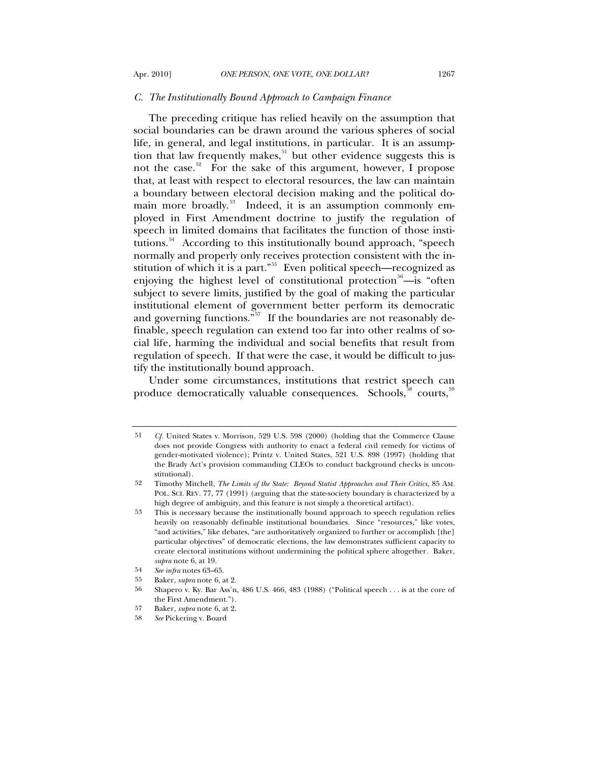### C. The Institutionally Bound Approach to Campaign Finance

The preceding critique has relied heavily on the assumption that social boundaries can be drawn around the various spheres of social life, in general, and legal institutions, in particular. It is an assumption that law frequently makes,[51] but other evidence suggests this is not the case.[52] For the sake of this argument, however, I propose that, at least with respect to electoral resources, the law can maintain a boundary between electoral decision making and the political domain more broadly.[53] Indeed, it is an assumption commonly employed in First Amendment doctrine to justify the regulation of speech in limited domains that facilitates the function of those institutions.[54] According to this institutionally bound approach, "speech normally and properly only receives protection consistent with the institution of which it is a part."[55] Even political speech—recognized as enjoying the highest level of constitutional protection[56]—is "often subject to severe limits, justified by the goal of making the particular institutional element of government better perform its democratic and governing functions."[57] If the boundaries are not reasonably definable, speech regulation can extend too far into other realms of social life, harming the individual and social benefits that result from regulation of speech. If that were the case, it would be difficult to justify the institutionally bound approach.

Under some circumstances, institutions that restrict speech can produce democratically valuable consequences. Schools,[58] courts,[59]

---

51 *Cf.* United States v. Morrison, 529 U.S. 598 (2000) (holding that the Commerce Clause does not provide Congress with authority to enact a federal civil remedy for victims of gender-motivated violence); Printz v. United States, 521 U.S. 898 (1997) (holding that the Brady Act's provision commanding CLEOs to conduct background checks is unconstitutional).

52 Timothy Mitchell, *The Limits of the State: Beyond Statist Approaches and Their Critics*, 85 AM. POL. SCI. REV. 77, 77 (1991) (arguing that the state-society boundary is characterized by a high degree of ambiguity, and this feature is not simply a theoretical artifact).

53 This is necessary because the institutionally bound approach to speech regulation relies heavily on reasonably definable institutional boundaries. Since "resources," like votes, "and activities," like debates, "are authoritatively organized to further or accomplish [the] particular objectives" of democratic elections, the law demonstrates sufficient capacity to create electoral institutions without undermining the political sphere altogether. Baker, *supra* note 6, at 19.

54 *See infra* notes 63–65.

55 Baker, *supra* note 6, at 2.

56 Shapero v. Ky. Bar Ass'n, 486 U.S. 466, 483 (1988) ("Political speech . . . is at the core of the First Amendment.").

57 Baker, *supra* note 6, at 2.

58 *See* Pickering v. Board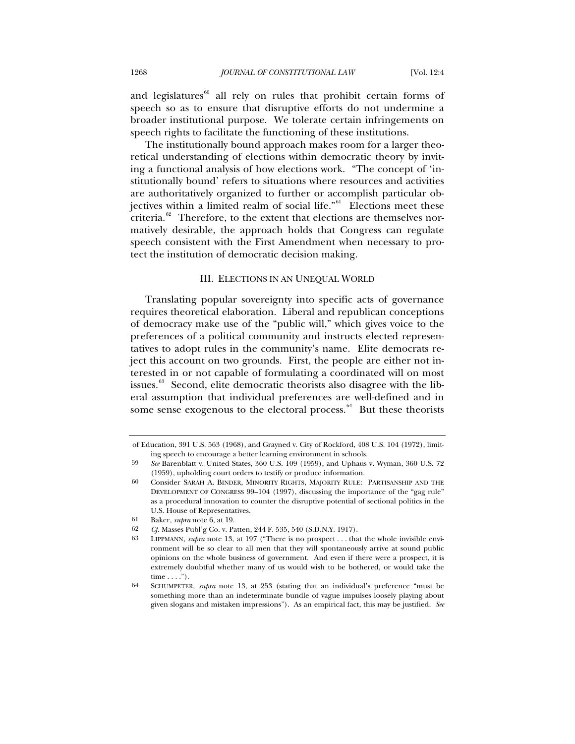and legislatures[60] all rely on rules that prohibit certain forms of speech so as to ensure that disruptive efforts do not undermine a broader institutional purpose. We tolerate certain infringements on speech rights to facilitate the functioning of these institutions.

The institutionally bound approach makes room for a larger theoretical understanding of elections within democratic theory by inviting a functional analysis of how elections work. "The concept of 'institutionally bound' refers to situations where resources and activities are authoritatively organized to further or accomplish particular objectives within a limited realm of social life."[61] Elections meet these criteria.[62] Therefore, to the extent that elections are themselves normatively desirable, the approach holds that Congress can regulate speech consistent with the First Amendment when necessary to protect the institution of democratic decision making.

## III. ELECTIONS IN AN UNEQUAL WORLD

Translating popular sovereignty into specific acts of governance requires theoretical elaboration. Liberal and republican conceptions of democracy make use of the "public will," which gives voice to the preferences of a political community and instructs elected representatives to adopt rules in the community's name. Elite democrats reject this account on two grounds. First, the people are either not interested in or not capable of formulating a coordinated will on most issues.[63] Second, elite democratic theorists also disagree with the liberal assumption that individual preferences are well-defined and in some sense exogenous to the electoral process.[64] But these theorists

---

of Education, 391 U.S. 563 (1968), and Grayned v. City of Rockford, 408 U.S. 104 (1972), limiting speech to encourage a better learning environment in schools.

59 *See* Barenblatt v. United States, 360 U.S. 109 (1959), and Uphaus v. Wyman, 360 U.S. 72 (1959), upholding court orders to testify or produce information.

60 Consider SARAH A. BINDER, MINORITY RIGHTS, MAJORITY RULE: PARTISANSHIP AND THE DEVELOPMENT OF CONGRESS 99–104 (1997), discussing the importance of the "gag rule" as a procedural innovation to counter the disruptive potential of sectional politics in the U.S. House of Representatives.

61 Baker, *supra* note 6, at 19.

62 *Cf.* Masses Publ'g Co. v. Patten, 244 F. 535, 540 (S.D.N.Y. 1917).

63 LIPPMANN, *supra* note 13, at 197 ("There is no prospect . . . that the whole invisible environment will be so clear to all men that they will spontaneously arrive at sound public opinions on the whole business of government. And even if there were a prospect, it is extremely doubtful whether many of us would wish to be bothered, or would take the time . . . .").

64 SCHUMPETER, *supra* note 13, at 253 (stating that an individual's preference "must be something more than an indeterminate bundle of vague impulses loosely playing about given slogans and mistaken impressions"). As an empirical fact, this may be justified. *See*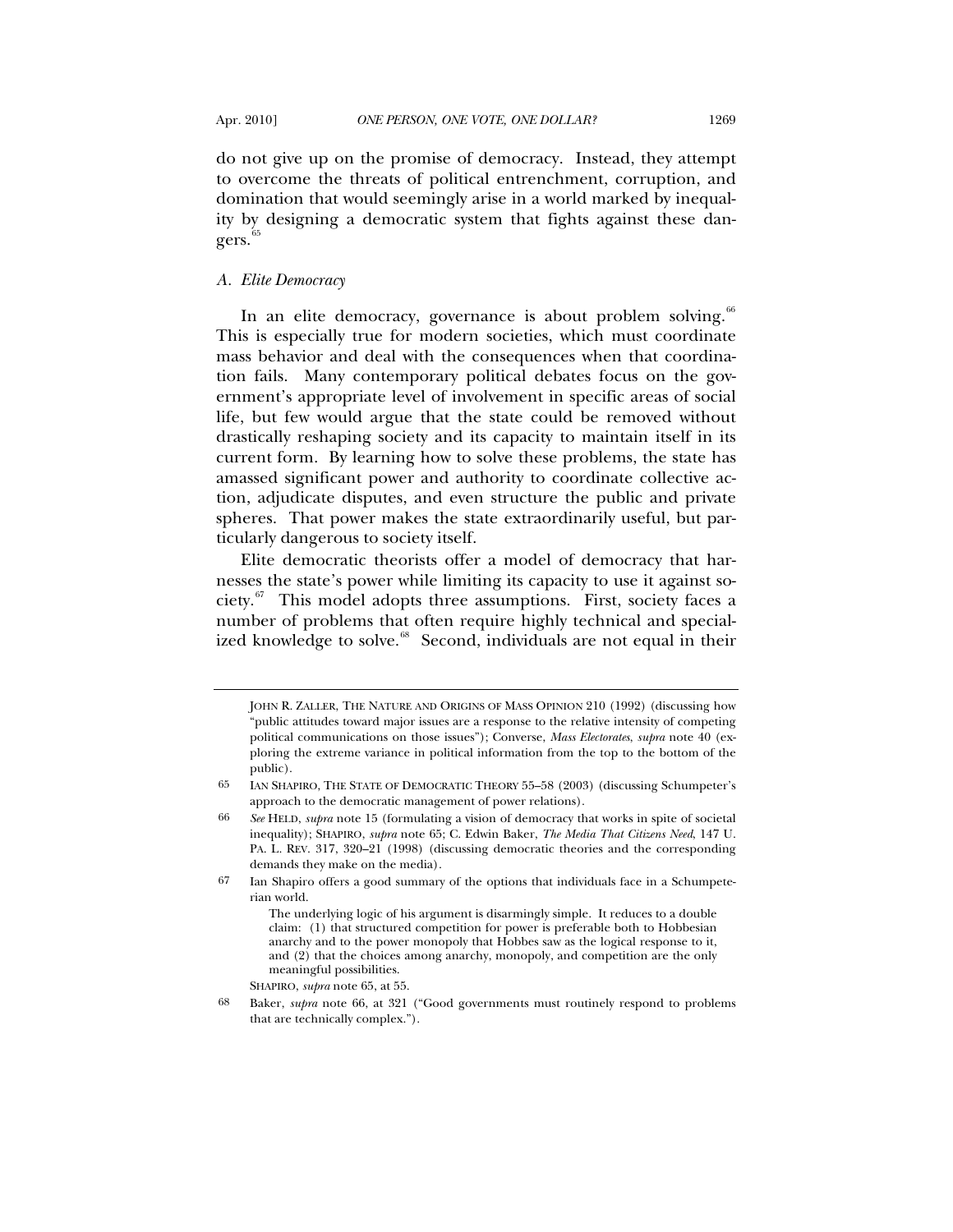do not give up on the promise of democracy. Instead, they attempt to overcome the threats of political entrenchment, corruption, and domination that would seemingly arise in a world marked by inequality by designing a democratic system that fights against these dangers.[65]

### A. *Elite Democracy*

In an elite democracy, governance is about problem solving.[66] This is especially true for modern societies, which must coordinate mass behavior and deal with the consequences when that coordination fails. Many contemporary political debates focus on the government's appropriate level of involvement in specific areas of social life, but few would argue that the state could be removed without drastically reshaping society and its capacity to maintain itself in its current form. By learning how to solve these problems, the state has amassed significant power and authority to coordinate collective action, adjudicate disputes, and even structure the public and private spheres. That power makes the state extraordinarily useful, but particularly dangerous to society itself.

Elite democratic theorists offer a model of democracy that harnesses the state's power while limiting its capacity to use it against society.[67] This model adopts three assumptions. First, society faces a number of problems that often require highly technical and specialized knowledge to solve.[68] Second, individuals are not equal in their

---

JOHN R. ZALLER, THE NATURE AND ORIGINS OF MASS OPINION 210 (1992) (discussing how "public attitudes toward major issues are a response to the relative intensity of competing political communications on those issues"); Converse, *Mass Electorates*, *supra* note 40 (exploring the extreme variance in political information from the top to the bottom of the public).

65 IAN SHAPIRO, THE STATE OF DEMOCRATIC THEORY 55–58 (2003) (discussing Schumpeter's approach to the democratic management of power relations).

66 *See* HELD, *supra* note 15 (formulating a vision of democracy that works in spite of societal inequality); SHAPIRO, *supra* note 65; C. Edwin Baker, *The Media That Citizens Need*, 147 U. PA. L. REV. 317, 320–21 (1998) (discussing democratic theories and the corresponding demands they make on the media).

67 Ian Shapiro offers a good summary of the options that individuals face in a Schumpeterian world.

> The underlying logic of his argument is disarmingly simple. It reduces to a double claim: (1) that structured competition for power is preferable both to Hobbesian anarchy and to the power monopoly that Hobbes saw as the logical response to it, and (2) that the choices among anarchy, monopoly, and competition are the only meaningful possibilities.

SHAPIRO, *supra* note 65, at 55.

68 Baker, *supra* note 66, at 321 ("Good governments must routinely respond to problems that are technically complex.").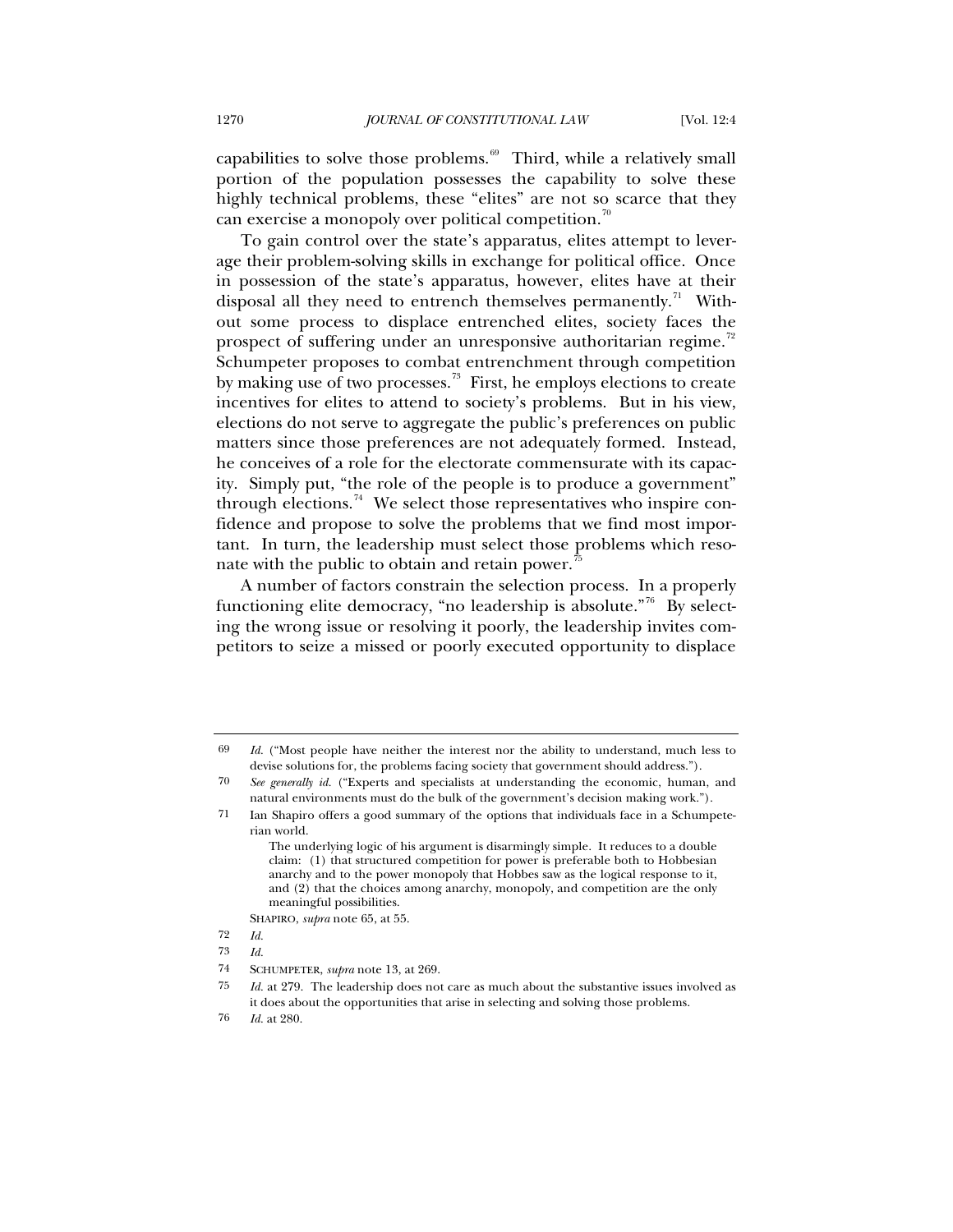capabilities to solve those problems.[69] Third, while a relatively small portion of the population possesses the capability to solve these highly technical problems, these "elites" are not so scarce that they can exercise a monopoly over political competition.[70]

To gain control over the state's apparatus, elites attempt to leverage their problem-solving skills in exchange for political office. Once in possession of the state's apparatus, however, elites have at their disposal all they need to entrench themselves permanently.[71] Without some process to displace entrenched elites, society faces the prospect of suffering under an unresponsive authoritarian regime.[72] Schumpeter proposes to combat entrenchment through competition by making use of two processes.[73] First, he employs elections to create incentives for elites to attend to society's problems. But in his view, elections do not serve to aggregate the public's preferences on public matters since those preferences are not adequately formed. Instead, he conceives of a role for the electorate commensurate with its capacity. Simply put, "the role of the people is to produce a government" through elections.[74] We select those representatives who inspire confidence and propose to solve the problems that we find most important. In turn, the leadership must select those problems which resonate with the public to obtain and retain power.[75]

A number of factors constrain the selection process. In a properly functioning elite democracy, "no leadership is absolute."[76] By selecting the wrong issue or resolving it poorly, the leadership invites competitors to seize a missed or poorly executed opportunity to displace

---

69 *Id.* ("Most people have neither the interest nor the ability to understand, much less to devise solutions for, the problems facing society that government should address.").

70 *See generally id.* ("Experts and specialists at understanding the economic, human, and natural environments must do the bulk of the government's decision making work.").

71 Ian Shapiro offers a good summary of the options that individuals face in a Schumpeterian world.

> The underlying logic of his argument is disarmingly simple. It reduces to a double claim: (1) that structured competition for power is preferable both to Hobbesian anarchy and to the power monopoly that Hobbes saw as the logical response to it, and (2) that the choices among anarchy, monopoly, and competition are the only meaningful possibilities.

SHAPIRO, *supra* note 65, at 55.

72 *Id.*

73 *Id.*

74 SCHUMPETER, *supra* note 13, at 269.

75 *Id.* at 279. The leadership does not care as much about the substantive issues involved as it does about the opportunities that arise in selecting and solving those problems.

76 *Id.* at 280.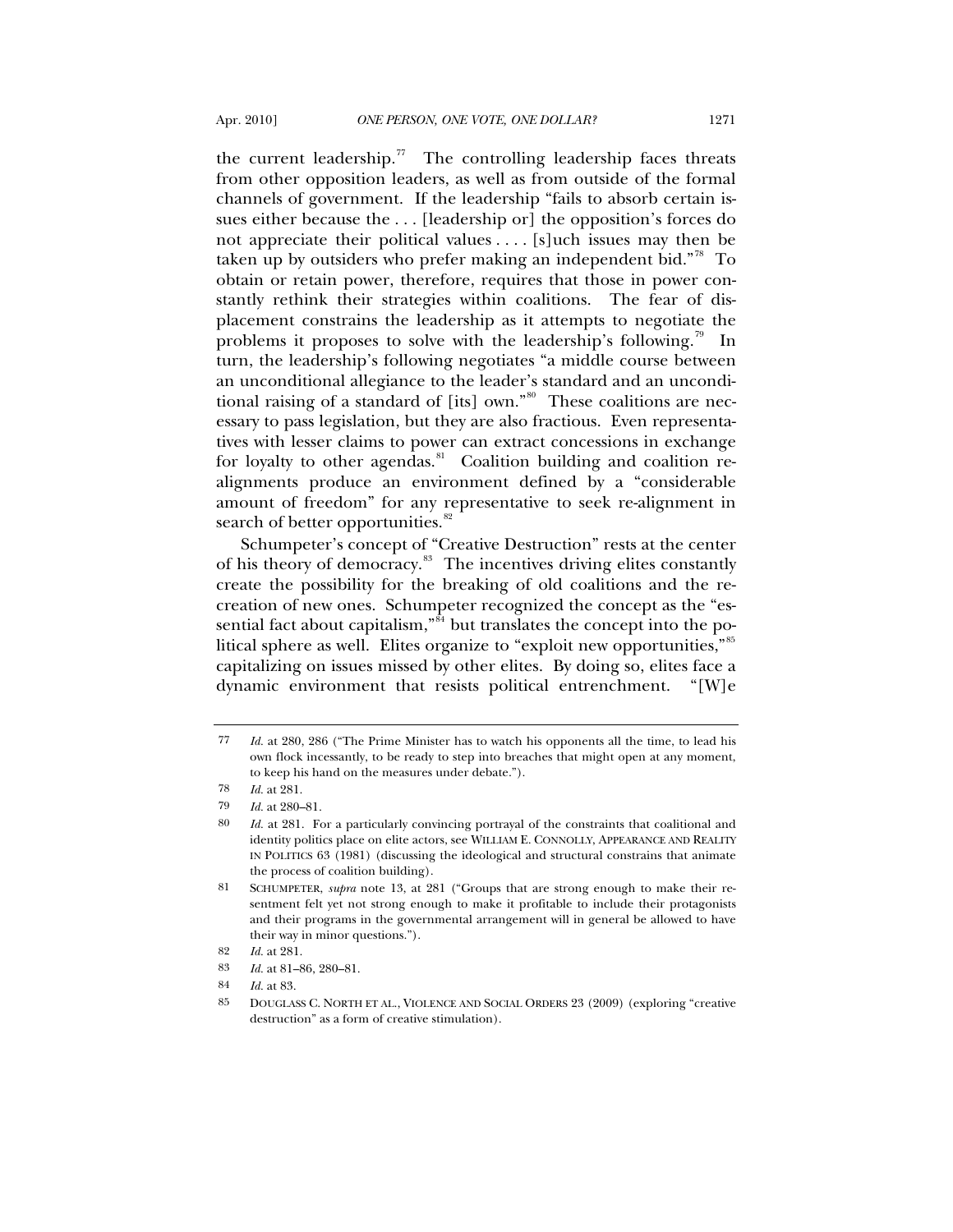the current leadership.[77] The controlling leadership faces threats from other opposition leaders, as well as from outside of the formal channels of government. If the leadership "fails to absorb certain issues either because the . . . [leadership or] the opposition's forces do not appreciate their political values . . . . [s]uch issues may then be taken up by outsiders who prefer making an independent bid."[78] To obtain or retain power, therefore, requires that those in power constantly rethink their strategies within coalitions. The fear of displacement constrains the leadership as it attempts to negotiate the problems it proposes to solve with the leadership's following.[79] In turn, the leadership's following negotiates "a middle course between an unconditional allegiance to the leader's standard and an unconditional raising of a standard of [its] own."[80] These coalitions are necessary to pass legislation, but they are also fractious. Even representatives with lesser claims to power can extract concessions in exchange for loyalty to other agendas.[81] Coalition building and coalition realignments produce an environment defined by a "considerable amount of freedom" for any representative to seek re-alignment in search of better opportunities.[82]

Schumpeter's concept of "Creative Destruction" rests at the center of his theory of democracy.[83] The incentives driving elites constantly create the possibility for the breaking of old coalitions and the recreation of new ones. Schumpeter recognized the concept as the "essential fact about capitalism,"[84] but translates the concept into the political sphere as well. Elites organize to "exploit new opportunities,"[85] capitalizing on issues missed by other elites. By doing so, elites face a dynamic environment that resists political entrenchment. "[W]e

---

77 *Id.* at 280, 286 ("The Prime Minister has to watch his opponents all the time, to lead his own flock incessantly, to be ready to step into breaches that might open at any moment, to keep his hand on the measures under debate.").

78 *Id.* at 281.

79 *Id.* at 280–81.

80 *Id.* at 281. For a particularly convincing portrayal of the constraints that coalitional and identity politics place on elite actors, see WILLIAM E. CONNOLLY, APPEARANCE AND REALITY IN POLITICS 63 (1981) (discussing the ideological and structural constrains that animate the process of coalition building).

81 SCHUMPETER, *supra* note 13, at 281 ("Groups that are strong enough to make their resentment felt yet not strong enough to make it profitable to include their protagonists and their programs in the governmental arrangement will in general be allowed to have their way in minor questions.").

82 *Id.* at 281.

83 *Id.* at 81–86, 280–81.

84 *Id.* at 83.

85 DOUGLASS C. NORTH ET AL., VIOLENCE AND SOCIAL ORDERS 23 (2009) (exploring "creative destruction" as a form of creative stimulation).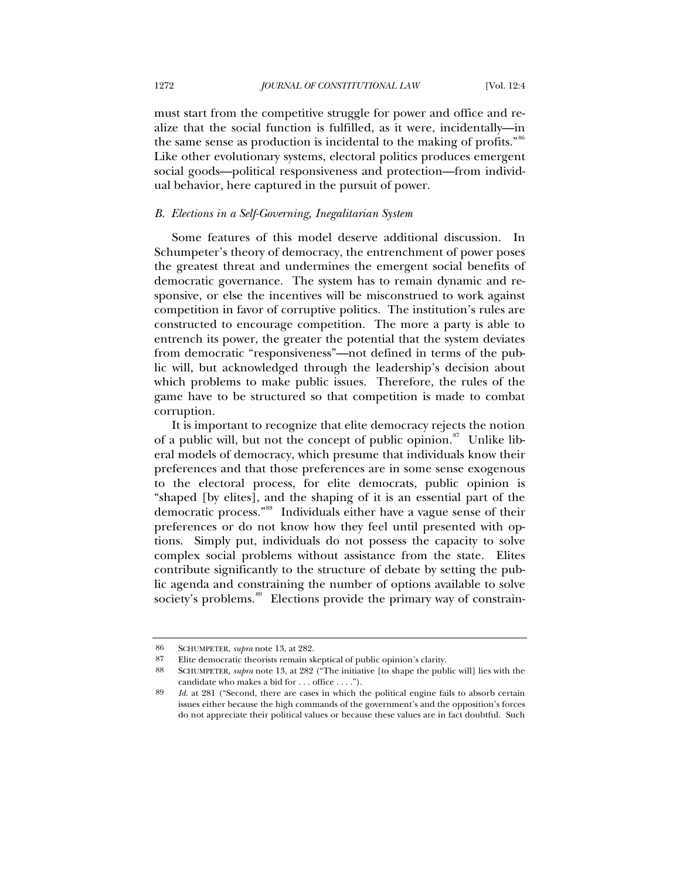must start from the competitive struggle for power and office and realize that the social function is fulfilled, as it were, incidentally—in the same sense as production is incidental to the making of profits."[86] Like other evolutionary systems, electoral politics produces emergent social goods—political responsiveness and protection—from individual behavior, here captured in the pursuit of power.

### *B. Elections in a Self-Governing, Inegalitarian System*

Some features of this model deserve additional discussion. In Schumpeter's theory of democracy, the entrenchment of power poses the greatest threat and undermines the emergent social benefits of democratic governance. The system has to remain dynamic and responsive, or else the incentives will be misconstrued to work against competition in favor of corruptive politics. The institution's rules are constructed to encourage competition. The more a party is able to entrench its power, the greater the potential that the system deviates from democratic "responsiveness"—not defined in terms of the public will, but acknowledged through the leadership's decision about which problems to make public issues. Therefore, the rules of the game have to be structured so that competition is made to combat corruption.

It is important to recognize that elite democracy rejects the notion of a public will, but not the concept of public opinion.[87] Unlike liberal models of democracy, which presume that individuals know their preferences and that those preferences are in some sense exogenous to the electoral process, for elite democrats, public opinion is "shaped [by elites], and the shaping of it is an essential part of the democratic process."[88] Individuals either have a vague sense of their preferences or do not know how they feel until presented with options. Simply put, individuals do not possess the capacity to solve complex social problems without assistance from the state. Elites contribute significantly to the structure of debate by setting the public agenda and constraining the number of options available to solve society's problems.[89] Elections provide the primary way of constrain-

---

86 SCHUMPETER, *supra* note 13, at 282.

87 Elite democratic theorists remain skeptical of public opinion's clarity.

88 SCHUMPETER, *supra* note 13, at 282 ("The initiative [to shape the public will] lies with the candidate who makes a bid for . . . office . . . .").

89 *Id.* at 281 ("Second, there are cases in which the political engine fails to absorb certain issues either because the high commands of the government's and the opposition's forces do not appreciate their political values or because these values are in fact doubtful. Such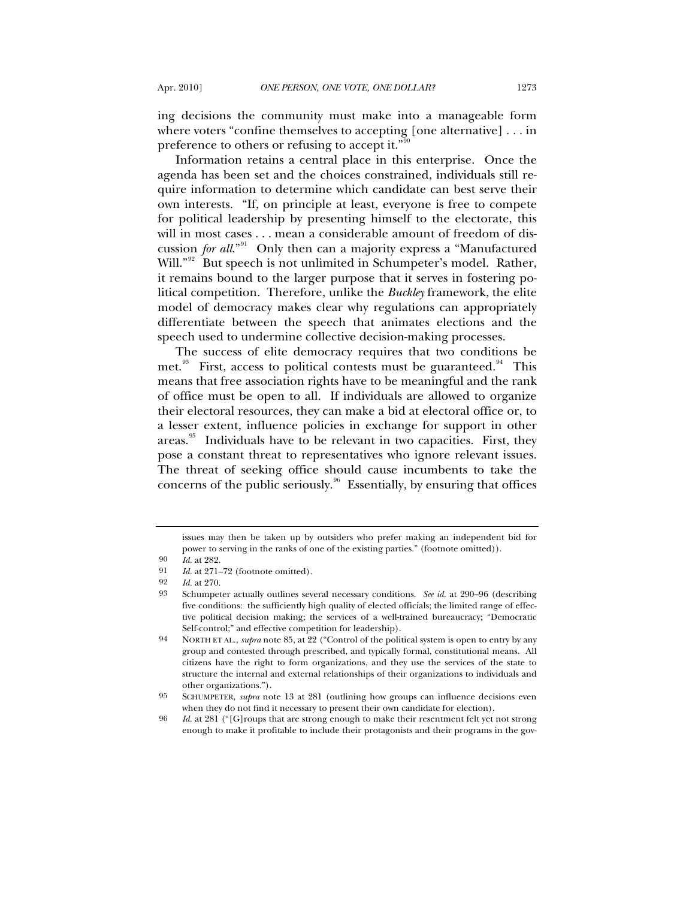ing decisions the community must make into a manageable form where voters "confine themselves to accepting [one alternative] . . . in preference to others or refusing to accept it."[90]

Information retains a central place in this enterprise. Once the agenda has been set and the choices constrained, individuals still require information to determine which candidate can best serve their own interests. "If, on principle at least, everyone is free to compete for political leadership by presenting himself to the electorate, this will in most cases . . . mean a considerable amount of freedom of discussion *for all*."[91] Only then can a majority express a "Manufactured Will."[92] But speech is not unlimited in Schumpeter's model. Rather, it remains bound to the larger purpose that it serves in fostering political competition. Therefore, unlike the *Buckley* framework, the elite model of democracy makes clear why regulations can appropriately differentiate between the speech that animates elections and the speech used to undermine collective decision-making processes.

The success of elite democracy requires that two conditions be met.[93] First, access to political contests must be guaranteed.[94] This means that free association rights have to be meaningful and the rank of office must be open to all. If individuals are allowed to organize their electoral resources, they can make a bid at electoral office or, to a lesser extent, influence policies in exchange for support in other areas.[95] Individuals have to be relevant in two capacities. First, they pose a constant threat to representatives who ignore relevant issues. The threat of seeking office should cause incumbents to take the concerns of the public seriously.[96] Essentially, by ensuring that offices

---

issues may then be taken up by outsiders who prefer making an independent bid for power to serving in the ranks of one of the existing parties." (footnote omitted)).

90 *Id.* at 282.

91 *Id.* at 271–72 (footnote omitted).

92 *Id.* at 270.

93 Schumpeter actually outlines several necessary conditions. *See id.* at 290–96 (describing five conditions: the sufficiently high quality of elected officials; the limited range of effective political decision making; the services of a well-trained bureaucracy; "Democratic Self-control;" and effective competition for leadership).

94 NORTH ET AL., *supra* note 85, at 22 ("Control of the political system is open to entry by any group and contested through prescribed, and typically formal, constitutional means. All citizens have the right to form organizations, and they use the services of the state to structure the internal and external relationships of their organizations to individuals and other organizations.").

95 SCHUMPETER, *supra* note 13 at 281 (outlining how groups can influence decisions even when they do not find it necessary to present their own candidate for election).

96 *Id.* at 281 ("[G]roups that are strong enough to make their resentment felt yet not strong enough to make it profitable to include their protagonists and their programs in the gov-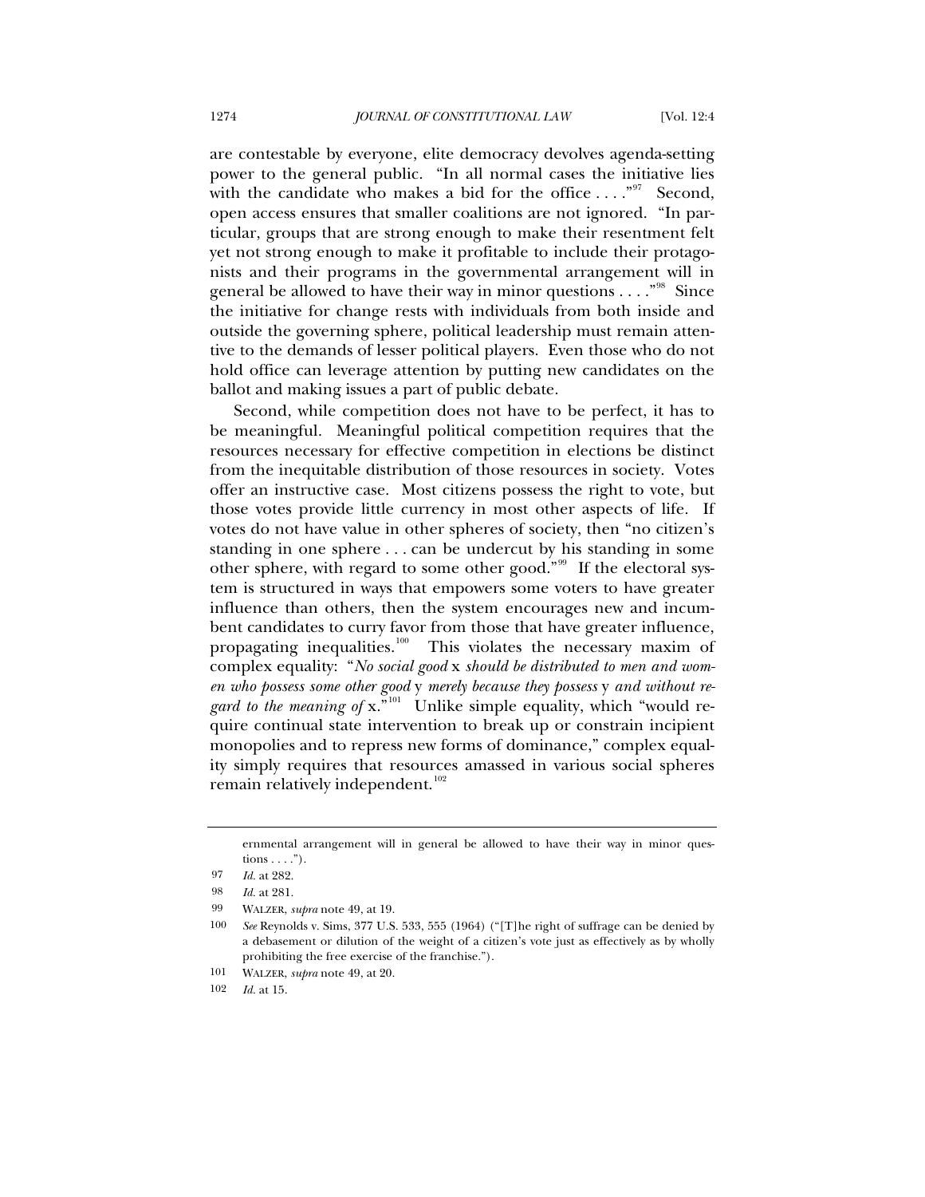are contestable by everyone, elite democracy devolves agenda-setting power to the general public. "In all normal cases the initiative lies with the candidate who makes a bid for the office . . . ."[97] Second, open access ensures that smaller coalitions are not ignored. "In particular, groups that are strong enough to make their resentment felt yet not strong enough to make it profitable to include their protagonists and their programs in the governmental arrangement will in general be allowed to have their way in minor questions . . . ."[98] Since the initiative for change rests with individuals from both inside and outside the governing sphere, political leadership must remain attentive to the demands of lesser political players. Even those who do not hold office can leverage attention by putting new candidates on the ballot and making issues a part of public debate.

Second, while competition does not have to be perfect, it has to be meaningful. Meaningful political competition requires that the resources necessary for effective competition in elections be distinct from the inequitable distribution of those resources in society. Votes offer an instructive case. Most citizens possess the right to vote, but those votes provide little currency in most other aspects of life. If votes do not have value in other spheres of society, then "no citizen's standing in one sphere . . . can be undercut by his standing in some other sphere, with regard to some other good."[99] If the electoral system is structured in ways that empowers some voters to have greater influence than others, then the system encourages new and incumbent candidates to curry favor from those that have greater influence, propagating inequalities.[100] This violates the necessary maxim of complex equality: "*No social good* x *should be distributed to men and women who possess some other good* y *merely because they possess* y *and without regard to the meaning of* x."[101] Unlike simple equality, which "would require continual state intervention to break up or constrain incipient monopolies and to repress new forms of dominance," complex equality simply requires that resources amassed in various social spheres remain relatively independent.[102]

---

ernmental arrangement will in general be allowed to have their way in minor questions . . . .").

97 *Id.* at 282.

98 *Id.* at 281.

99 WALZER, *supra* note 49, at 19.

100 *See* Reynolds v. Sims, 377 U.S. 533, 555 (1964) ("[T]he right of suffrage can be denied by a debasement or dilution of the weight of a citizen's vote just as effectively as by wholly prohibiting the free exercise of the franchise.").

101 WALZER, *supra* note 49, at 20.

102 *Id.* at 15.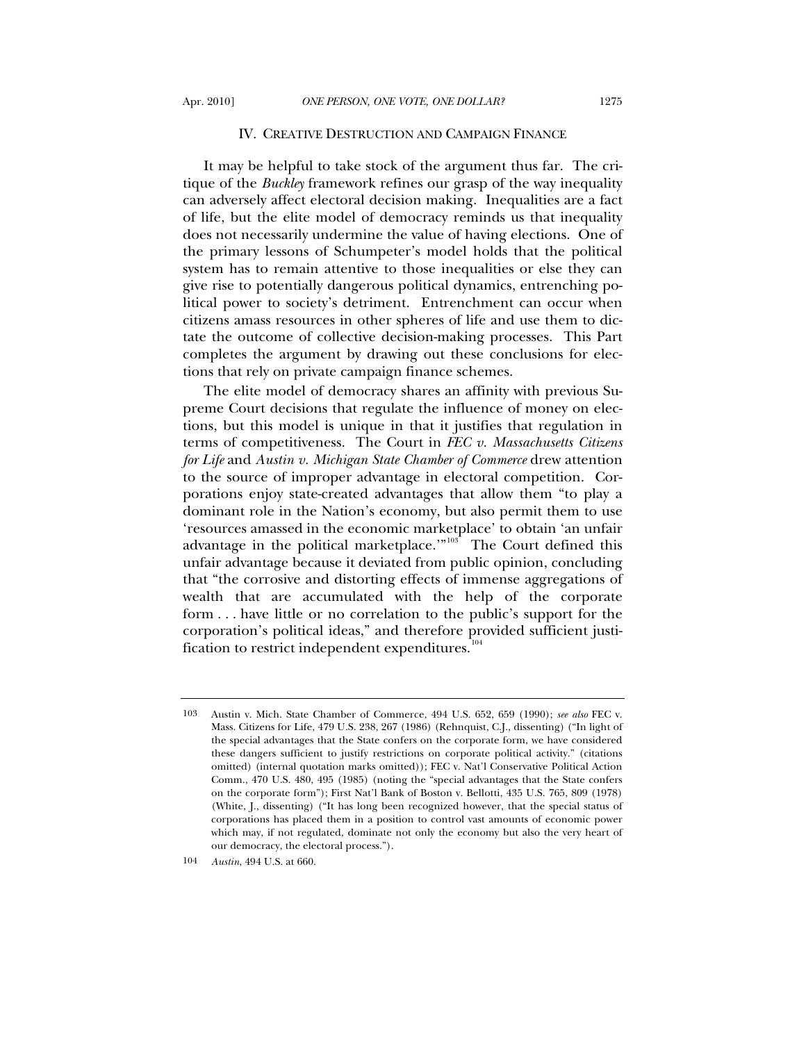## IV. CREATIVE DESTRUCTION AND CAMPAIGN FINANCE

It may be helpful to take stock of the argument thus far. The critique of the *Buckley* framework refines our grasp of the way inequality can adversely affect electoral decision making. Inequalities are a fact of life, but the elite model of democracy reminds us that inequality does not necessarily undermine the value of having elections. One of the primary lessons of Schumpeter's model holds that the political system has to remain attentive to those inequalities or else they can give rise to potentially dangerous political dynamics, entrenching political power to society's detriment. Entrenchment can occur when citizens amass resources in other spheres of life and use them to dictate the outcome of collective decision-making processes. This Part completes the argument by drawing out these conclusions for elections that rely on private campaign finance schemes.

The elite model of democracy shares an affinity with previous Supreme Court decisions that regulate the influence of money on elections, but this model is unique in that it justifies that regulation in terms of competitiveness. The Court in *FEC v. Massachusetts Citizens for Life* and *Austin v. Michigan State Chamber of Commerce* drew attention to the source of improper advantage in electoral competition. Corporations enjoy state-created advantages that allow them "to play a dominant role in the Nation's economy, but also permit them to use 'resources amassed in the economic marketplace' to obtain 'an unfair advantage in the political marketplace.'"[103] The Court defined this unfair advantage because it deviated from public opinion, concluding that "the corrosive and distorting effects of immense aggregations of wealth that are accumulated with the help of the corporate form . . . have little or no correlation to the public's support for the corporation's political ideas," and therefore provided sufficient justification to restrict independent expenditures.[104]

---

103 Austin v. Mich. State Chamber of Commerce, 494 U.S. 652, 659 (1990); *see also* FEC v. Mass. Citizens for Life, 479 U.S. 238, 267 (1986) (Rehnquist, C.J., dissenting) ("In light of the special advantages that the State confers on the corporate form, we have considered these dangers sufficient to justify restrictions on corporate political activity." (citations omitted) (internal quotation marks omitted)); FEC v. Nat'l Conservative Political Action Comm., 470 U.S. 480, 495 (1985) (noting the "special advantages that the State confers on the corporate form"); First Nat'l Bank of Boston v. Bellotti, 435 U.S. 765, 809 (1978) (White, J., dissenting) ("It has long been recognized however, that the special status of corporations has placed them in a position to control vast amounts of economic power which may, if not regulated, dominate not only the economy but also the very heart of our democracy, the electoral process.").

104 *Austin*, 494 U.S. at 660.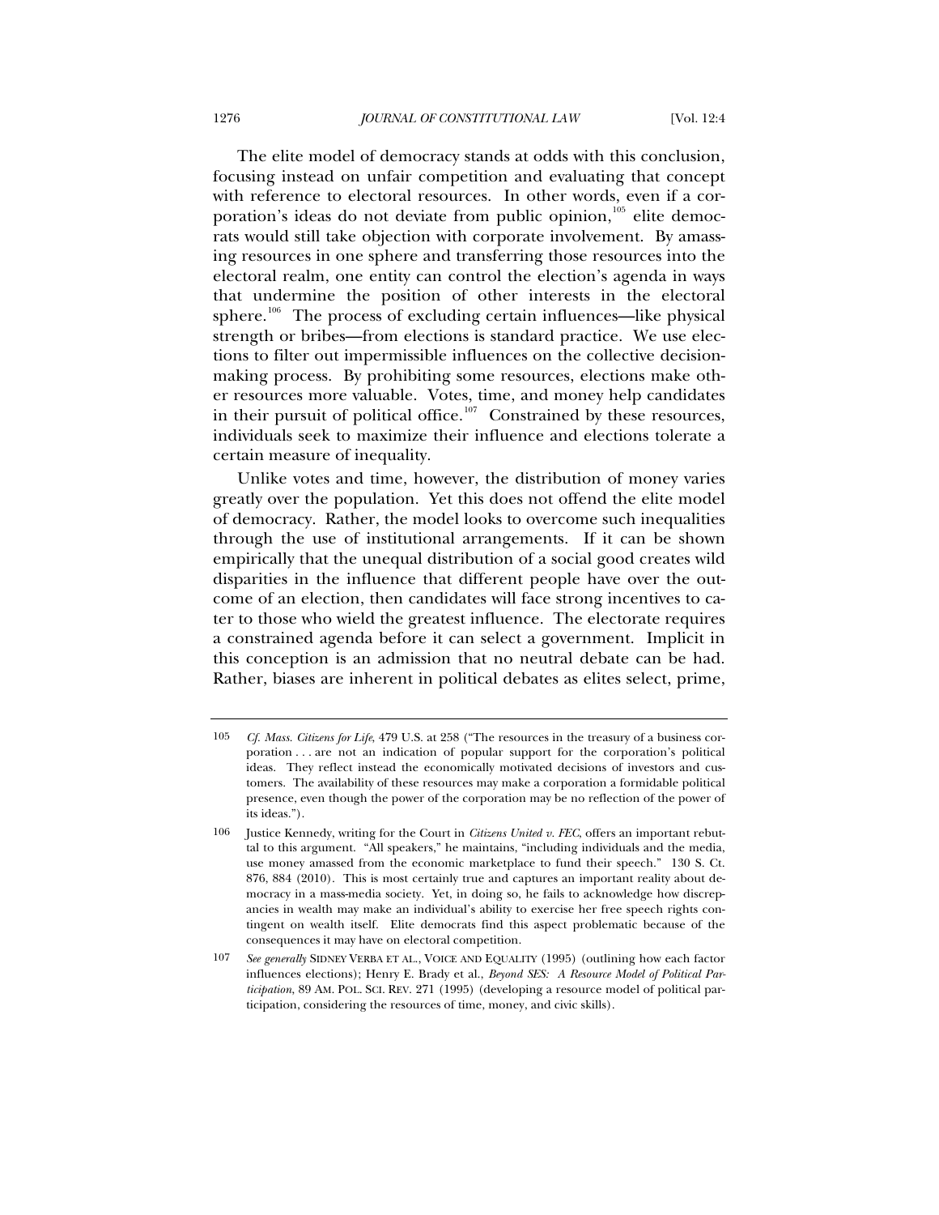The elite model of democracy stands at odds with this conclusion, focusing instead on unfair competition and evaluating that concept with reference to electoral resources. In other words, even if a corporation's ideas do not deviate from public opinion,[105] elite democrats would still take objection with corporate involvement. By amassing resources in one sphere and transferring those resources into the electoral realm, one entity can control the election's agenda in ways that undermine the position of other interests in the electoral sphere.[106] The process of excluding certain influences—like physical strength or bribes—from elections is standard practice. We use elections to filter out impermissible influences on the collective decision-making process. By prohibiting some resources, elections make other resources more valuable. Votes, time, and money help candidates in their pursuit of political office.[107] Constrained by these resources, individuals seek to maximize their influence and elections tolerate a certain measure of inequality.

Unlike votes and time, however, the distribution of money varies greatly over the population. Yet this does not offend the elite model of democracy. Rather, the model looks to overcome such inequalities through the use of institutional arrangements. If it can be shown empirically that the unequal distribution of a social good creates wild disparities in the influence that different people have over the outcome of an election, then candidates will face strong incentives to cater to those who wield the greatest influence. The electorate requires a constrained agenda before it can select a government. Implicit in this conception is an admission that no neutral debate can be had. Rather, biases are inherent in political debates as elites select, prime,

---

105 *Cf. Mass. Citizens for Life*, 479 U.S. at 258 ("The resources in the treasury of a business corporation . . . are not an indication of popular support for the corporation's political ideas. They reflect instead the economically motivated decisions of investors and customers. The availability of these resources may make a corporation a formidable political presence, even though the power of the corporation may be no reflection of the power of its ideas.").

106 Justice Kennedy, writing for the Court in *Citizens United v. FEC*, offers an important rebuttal to this argument. "All speakers," he maintains, "including individuals and the media, use money amassed from the economic marketplace to fund their speech." 130 S. Ct. 876, 884 (2010). This is most certainly true and captures an important reality about democracy in a mass-media society. Yet, in doing so, he fails to acknowledge how discrepancies in wealth may make an individual's ability to exercise her free speech rights contingent on wealth itself. Elite democrats find this aspect problematic because of the consequences it may have on electoral competition.

107 *See generally* SIDNEY VERBA ET AL., VOICE AND EQUALITY (1995) (outlining how each factor influences elections); Henry E. Brady et al., *Beyond SES: A Resource Model of Political Participation*, 89 AM. POL. SCI. REV. 271 (1995) (developing a resource model of political participation, considering the resources of time, money, and civic skills).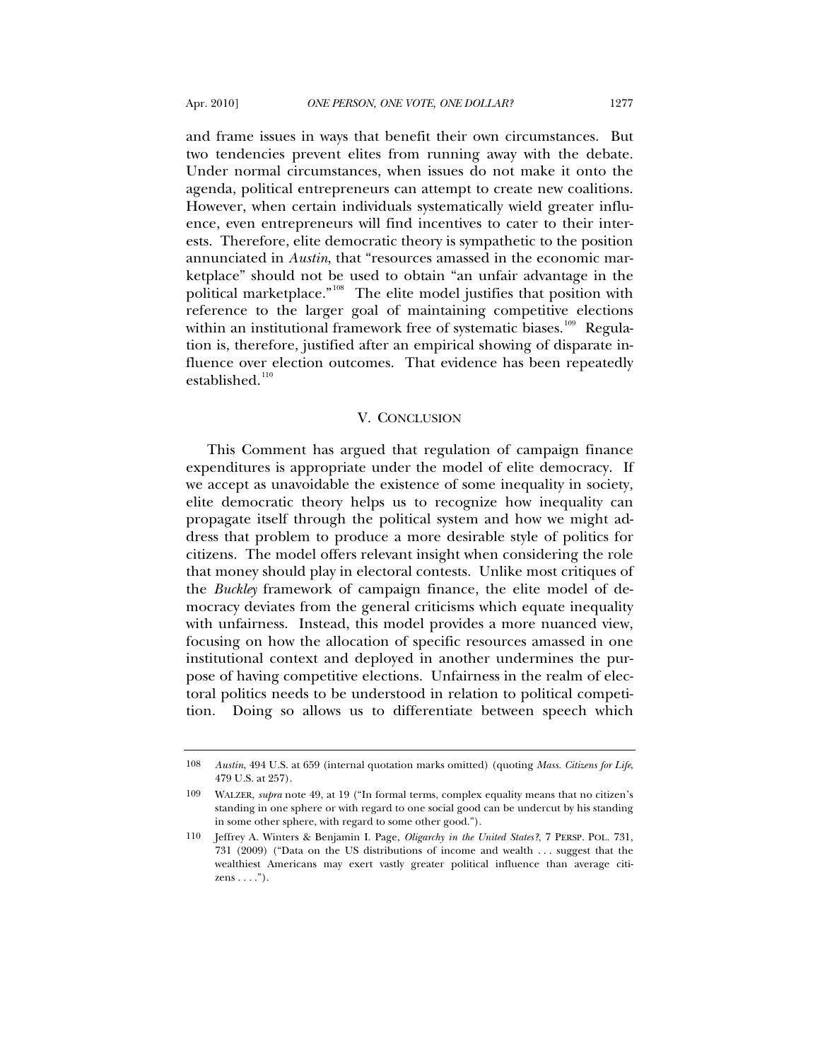and frame issues in ways that benefit their own circumstances. But two tendencies prevent elites from running away with the debate. Under normal circumstances, when issues do not make it onto the agenda, political entrepreneurs can attempt to create new coalitions. However, when certain individuals systematically wield greater influence, even entrepreneurs will find incentives to cater to their interests. Therefore, elite democratic theory is sympathetic to the position annunciated in *Austin*, that "resources amassed in the economic marketplace" should not be used to obtain "an unfair advantage in the political marketplace."[108] The elite model justifies that position with reference to the larger goal of maintaining competitive elections within an institutional framework free of systematic biases.[109] Regulation is, therefore, justified after an empirical showing of disparate influence over election outcomes. That evidence has been repeatedly established.[110]

## V. CONCLUSION

This Comment has argued that regulation of campaign finance expenditures is appropriate under the model of elite democracy. If we accept as unavoidable the existence of some inequality in society, elite democratic theory helps us to recognize how inequality can propagate itself through the political system and how we might address that problem to produce a more desirable style of politics for citizens. The model offers relevant insight when considering the role that money should play in electoral contests. Unlike most critiques of the *Buckley* framework of campaign finance, the elite model of democracy deviates from the general criticisms which equate inequality with unfairness. Instead, this model provides a more nuanced view, focusing on how the allocation of specific resources amassed in one institutional context and deployed in another undermines the purpose of having competitive elections. Unfairness in the realm of electoral politics needs to be understood in relation to political competition. Doing so allows us to differentiate between speech which

---

108 *Austin*, 494 U.S. at 659 (internal quotation marks omitted) (quoting *Mass. Citizens for Life*, 479 U.S. at 257).

109 WALZER, *supra* note 49, at 19 ("In formal terms, complex equality means that no citizen's standing in one sphere or with regard to one social good can be undercut by his standing in some other sphere, with regard to some other good.").

110 Jeffrey A. Winters & Benjamin I. Page, *Oligarchy in the United States?*, 7 PERSP. POL. 731, 731 (2009) ("Data on the US distributions of income and wealth . . . suggest that the wealthiest Americans may exert vastly greater political influence than average citizens . . . .").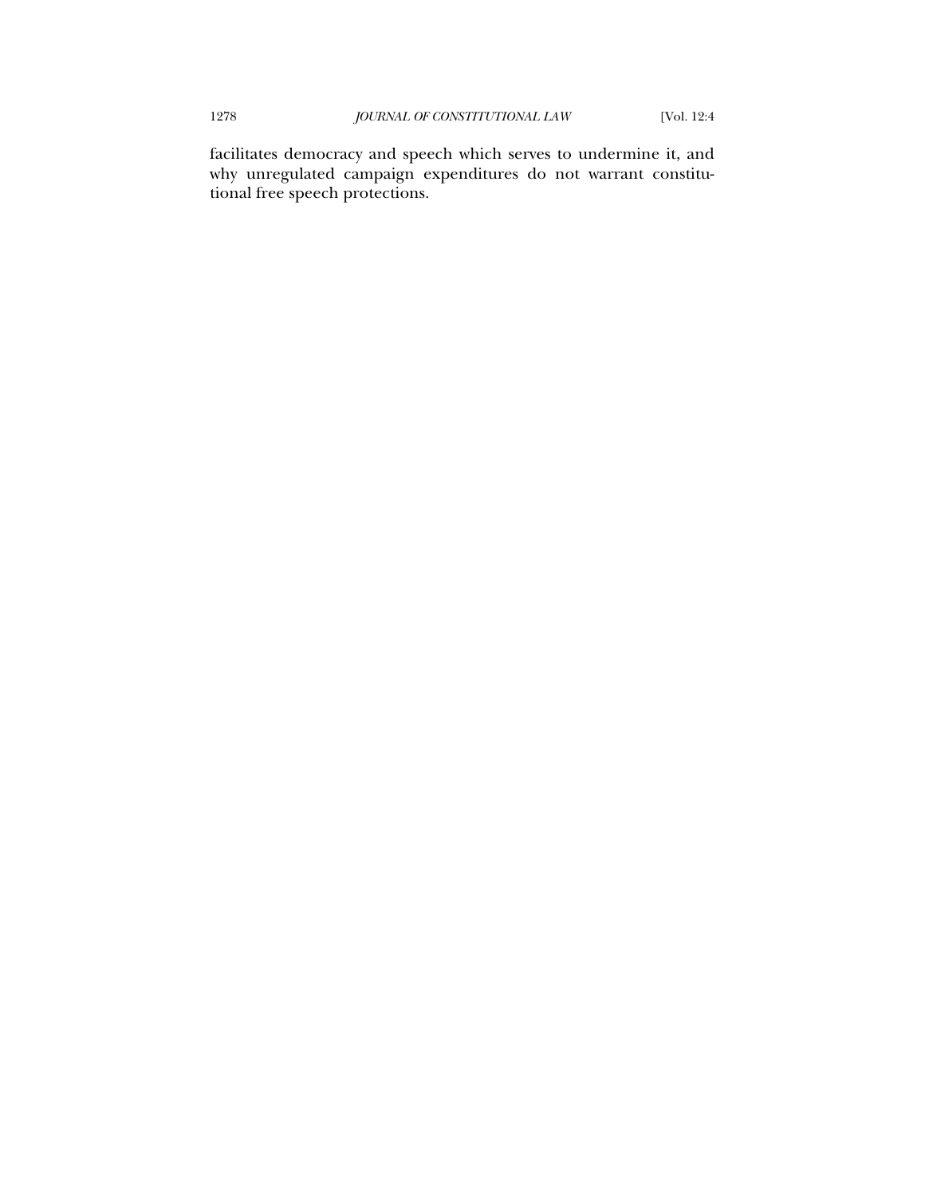facilitates democracy and speech which serves to undermine it, and why unregulated campaign expenditures do not warrant constitutional free speech protections.